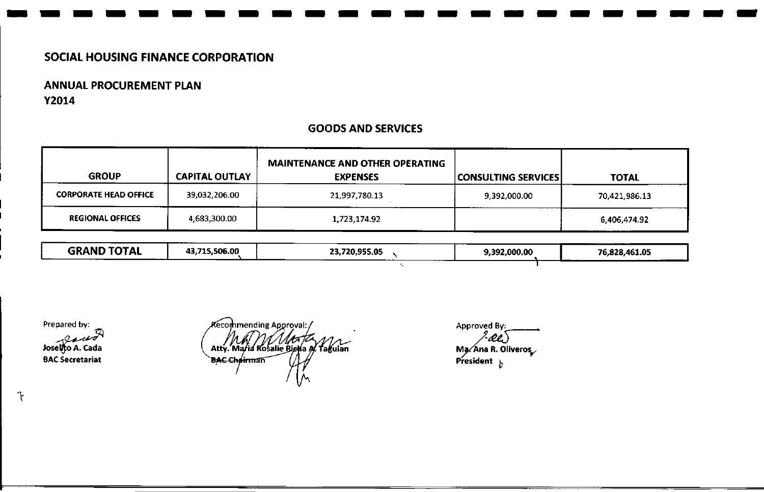# SOCIAL HOUSING FINANCE CORPORATION

## ANNUAL PROCUREMENT PLAN
## Y2014

### GOODS AND SERVICES

| GROUP | CAPITAL OUTLAY | MAINTENANCE AND OTHER OPERATING EXPENSES | CONSULTING SERVICES | TOTAL |
|---|---|---|---|---|
| CORPORATE HEAD OFFICE | 39,032,206.00 | 21,997,780.13 | 9,392,000.00 | 70,421,986.13 |
| REGIONAL OFFICES | 4,683,300.00 | 1,723,174.92 | | 6,406,474.92 |
| **GRAND TOTAL** | **43,715,506.00** | **23,720,955.05** | **9,392,000.00** | **76,828,461.05** |

Prepared by:

Joselito A. Cada
BAC Secretariat

Recommending Approval:

Atty. Maria Rosalie Richa A. Taguian
BAC Chairman

Approved By:

Ma. Ana R. Oliveros
President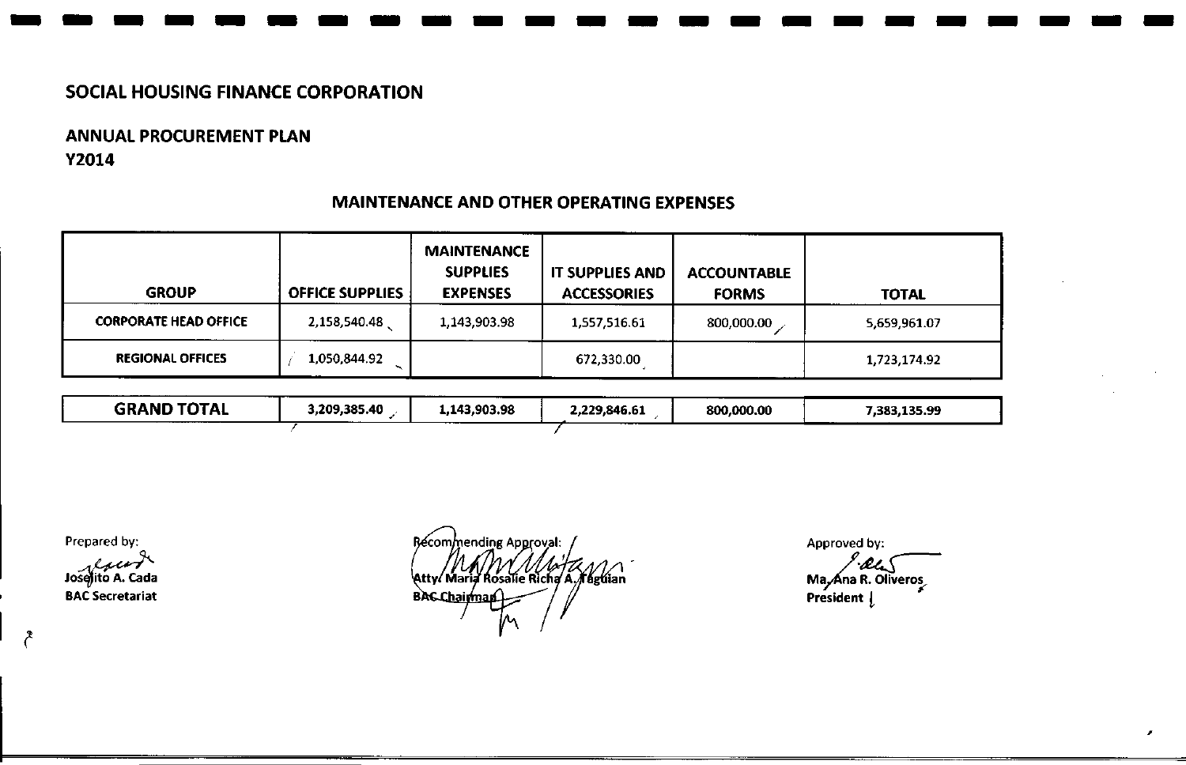## SOCIAL HOUSING FINANCE CORPORATION

## ANNUAL PROCUREMENT PLAN
## Y2014

### MAINTENANCE AND OTHER OPERATING EXPENSES

| GROUP | OFFICE SUPPLIES | MAINTENANCE SUPPLIES EXPENSES | IT SUPPLIES AND ACCESSORIES | ACCOUNTABLE FORMS | TOTAL |
|---|---|---|---|---|---|
| CORPORATE HEAD OFFICE | 2,158,540.48 | 1,143,903.98 | 1,557,516.61 | 800,000.00 | 5,659,961.07 |
| REGIONAL OFFICES | 1,050,844.92 | | 672,330.00 | | 1,723,174.92 |
| **GRAND TOTAL** | **3,209,385.40** | **1,143,903.98** | **2,229,846.61** | **800,000.00** | **7,383,135.99** |

Prepared by:
Joselito A. Cada
BAC Secretariat

Recommending Approval:
Atty. Maria Rosalie Richa A. Taguian
BAC Chairman

Approved by:
Ma. Ana R. Oliveros
President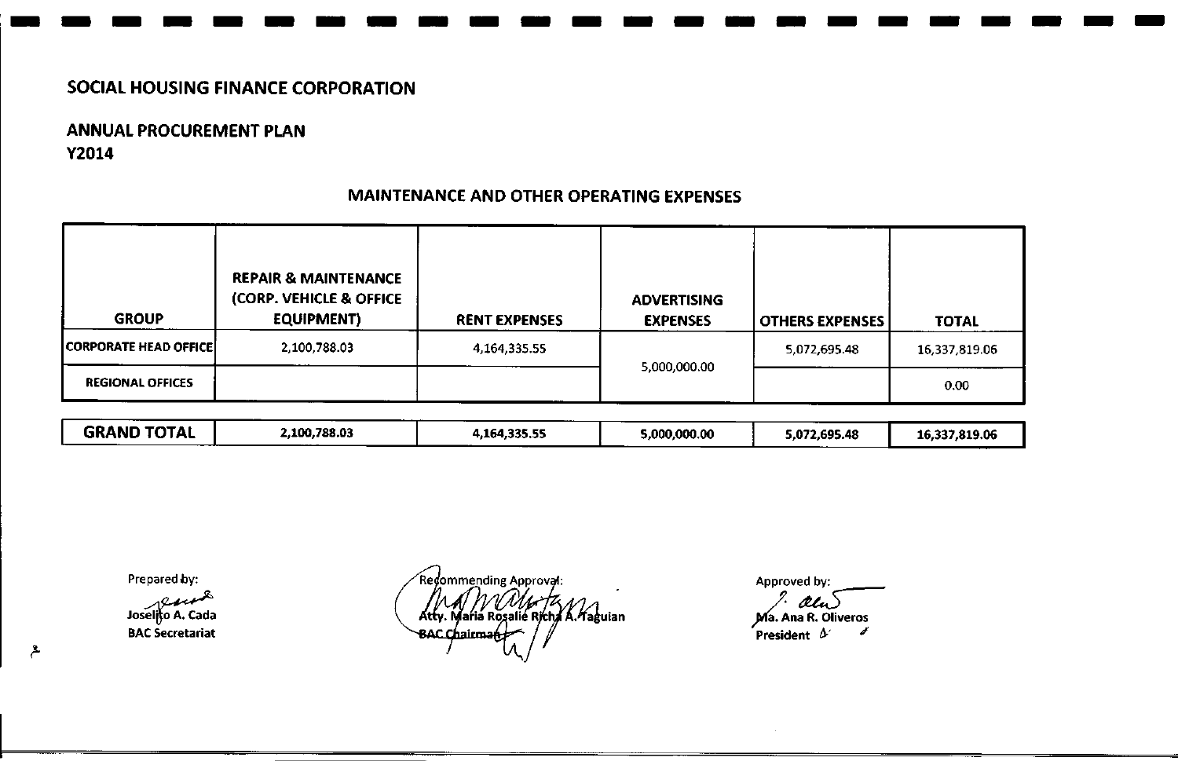## SOCIAL HOUSING FINANCE CORPORATION

### ANNUAL PROCUREMENT PLAN
### Y2014

### MAINTENANCE AND OTHER OPERATING EXPENSES

| GROUP | REPAIR & MAINTENANCE (CORP. VEHICLE & OFFICE EQUIPMENT) | RENT EXPENSES | ADVERTISING EXPENSES | OTHERS EXPENSES | TOTAL |
|---|---|---|---|---|---|
| CORPORATE HEAD OFFICE | 2,100,788.03 | 4,164,335.55 | 5,000,000.00 | 5,072,695.48 | 16,337,819.06 |
| REGIONAL OFFICES | | | | | 0.00 |
| **GRAND TOTAL** | **2,100,788.03** | **4,164,335.55** | **5,000,000.00** | **5,072,695.48** | **16,337,819.06** |

Prepared by:

Joselito A. Cada
BAC Secretariat

Recommending Approval:

Atty. Maria Rosalie Richa A. Taguian
BAC Chairman

Approved by:

Ma. Ana R. Oliveros
President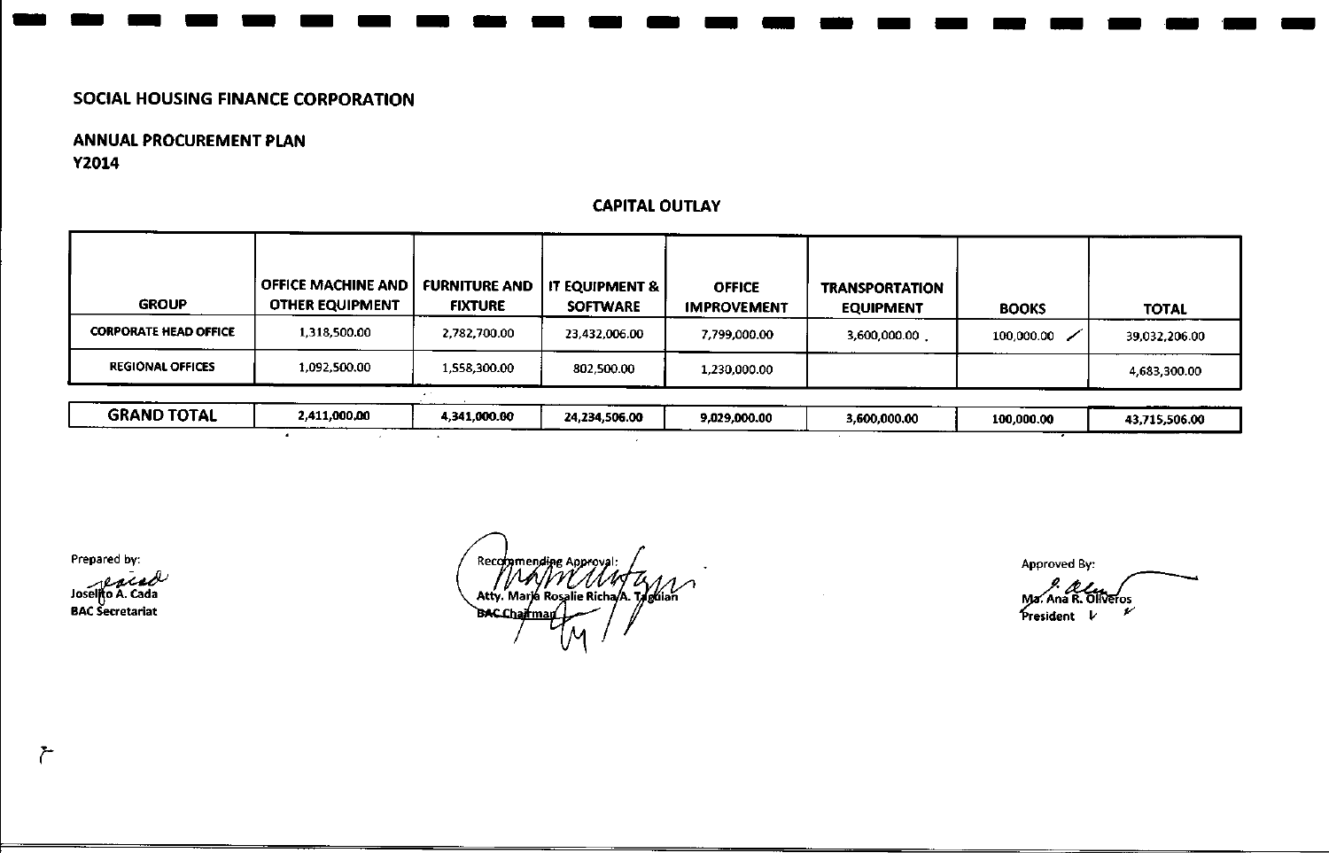# SOCIAL HOUSING FINANCE CORPORATION

## ANNUAL PROCUREMENT PLAN
**Y2014**

### CAPITAL OUTLAY

| GROUP | OFFICE MACHINE AND OTHER EQUIPMENT | FURNITURE AND FIXTURE | IT EQUIPMENT & SOFTWARE | OFFICE IMPROVEMENT | TRANSPORTATION EQUIPMENT | BOOKS | TOTAL |
|---|---|---|---|---|---|---|---|
| CORPORATE HEAD OFFICE | 1,318,500.00 | 2,782,700.00 | 23,432,006.00 | 7,799,000.00 | 3,600,000.00 | 100,000.00 | 39,032,206.00 |
| REGIONAL OFFICES | 1,092,500.00 | 1,558,300.00 | 802,500.00 | 1,230,000.00 | | | 4,683,300.00 |
| **GRAND TOTAL** | 2,411,000.00 | 4,341,000.00 | 24,234,506.00 | 9,029,000.00 | 3,600,000.00 | 100,000.00 | 43,715,506.00 |

Prepared by:

Joselito A. Cada
BAC Secretariat

Recommending Approval:

Atty. Maria Rosalie Richa A. Taguian
BAC Chairman

Approved By:

Ma. Ana R. Oliveros
President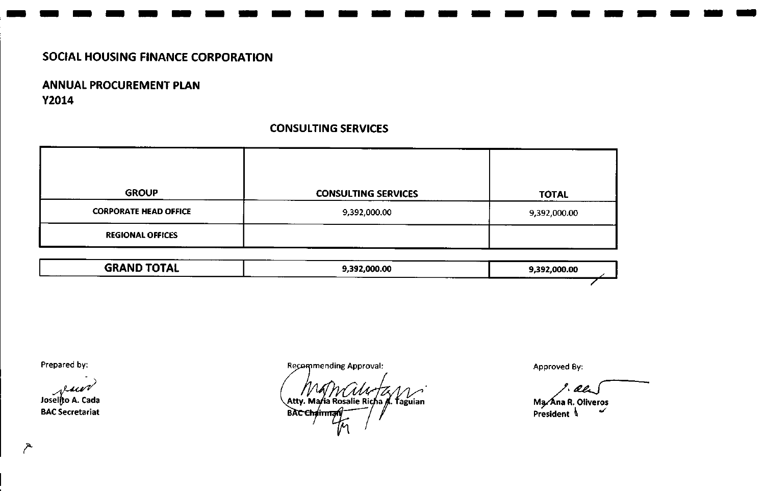## SOCIAL HOUSING FINANCE CORPORATION

## ANNUAL PROCUREMENT PLAN
## Y2014

### CONSULTING SERVICES

| GROUP | CONSULTING SERVICES | TOTAL |
|---|---|---|
| CORPORATE HEAD OFFICE | 9,392,000.00 | 9,392,000.00 |
| REGIONAL OFFICES | | |
| **GRAND TOTAL** | **9,392,000.00** | **9,392,000.00** |

Prepared by:

Joselito A. Cada
BAC Secretariat

Recommending Approval:

Atty. Maria Rosalie Richa A. Taguian
BAC Chairman

Approved By:

Ma. Ana R. Oliveros
President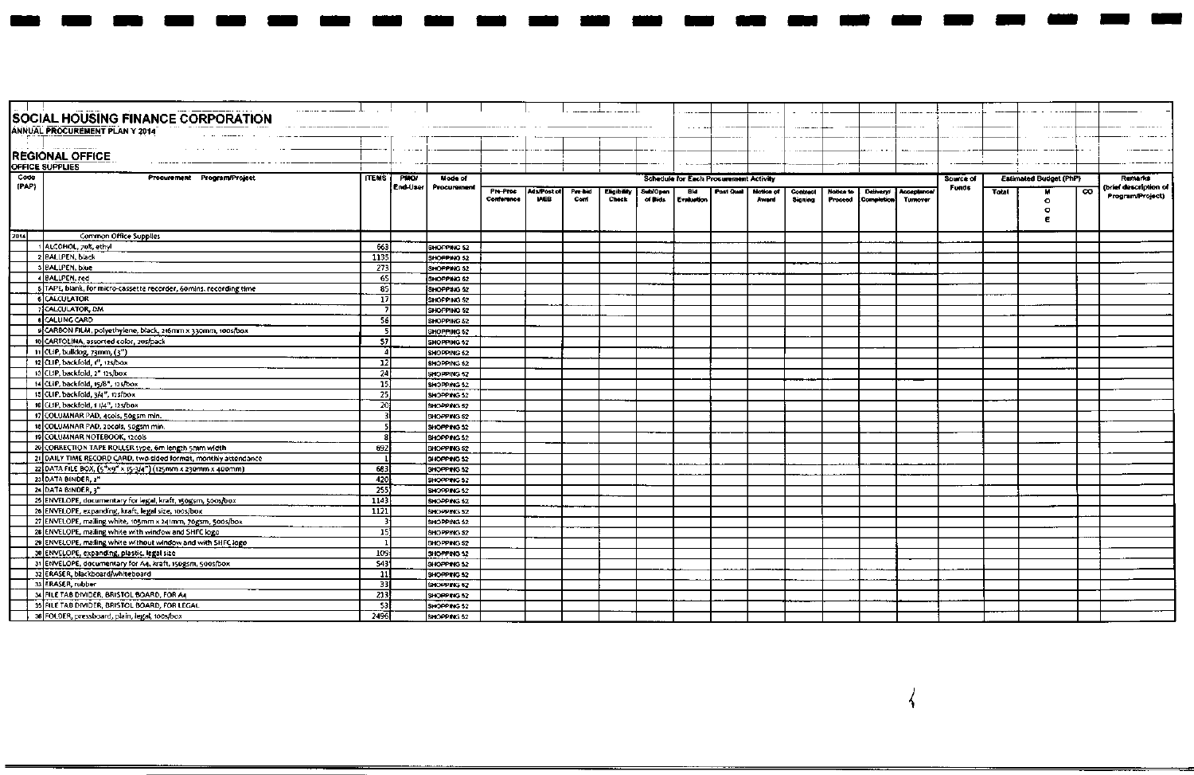# SOCIAL HOUSING FINANCE CORPORATION

ANNUAL PROCUREMENT PLAN Y 2014

## REGIONAL OFFICE

OFFICE SUPPLIES

| Code (PAP) | Procurement Program/Project | ITEMS | PMO/ End-User | Mode of Procurement | Schedule for Each Procurement Activity | | | | | | | | | | | | Source of Funds | Estimated Budget (PhP) | | | Remarks (brief description of Program/Project) |
|---|---|---|---|---|---|---|---|---|---|---|---|---|---|---|---|---|---|---|---|---|---|
| | | | | | Pre-Proc Conference | Ads/Post of IAEB | Pre-bid Conf | Eligibility Check | Sub/Open of Bids | Bid Evaluation | Post Qual | Notice of Award | Contract Signing | Notice to Proceed | Delivery/ Completion | Acceptance/ Turnover | | Total | MOOE | CO | |
| 2014 | Common Office Supplies | | | | | | | | | | | | | | | | | | | | |
| | 1 ALCOHOL, 70%, ethyl | 663 | | SHOPPING 52 | | | | | | | | | | | | | | | | | |
| | 2 BALLPEN, black | 1135 | | SHOPPING 52 | | | | | | | | | | | | | | | | | |
| | 3 BALLPEN, blue | 273 | | SHOPPING 52 | | | | | | | | | | | | | | | | | |
| | 4 BALLPEN, red | 65 | | SHOPPING 52 | | | | | | | | | | | | | | | | | |
| | 5 TAPE, blank, for micro-cassette recorder, 60mins. recording time | 85 | | SHOPPING 52 | | | | | | | | | | | | | | | | | |
| | 6 CALCULATOR | 17 | | SHOPPING 52 | | | | | | | | | | | | | | | | | |
| | 7 CALCULATOR, DM | 7 | | SHOPPING 52 | | | | | | | | | | | | | | | | | |
| | 8 CALLING CARD | 56 | | SHOPPING 52 | | | | | | | | | | | | | | | | | |
| | 9 CARBON FILM, polyethylene, black, 216mm x 330mm, 100s/box | 5 | | SHOPPING 52 | | | | | | | | | | | | | | | | | |
| | 10 CARTOLINA, assorted color, 20s/pack | 57 | | SHOPPING 52 | | | | | | | | | | | | | | | | | |
| | 11 CLIP, bulldog, 73mm, (3") | 4 | | SHOPPING 52 | | | | | | | | | | | | | | | | | |
| | 12 CLIP, backfold, 1", 12s/box | 12 | | SHOPPING 52 | | | | | | | | | | | | | | | | | |
| | 13 CLIP, backfold, 2" 12s/box | 24 | | SHOPPING 52 | | | | | | | | | | | | | | | | | |
| | 14 CLIP, backfold, 15/8", 12s/box | 15 | | SHOPPING 52 | | | | | | | | | | | | | | | | | |
| | 15 CLIP, backfold, 3/4", 12s/box | 25 | | SHOPPING 52 | | | | | | | | | | | | | | | | | |
| | 16 CLIP, backfold, 1 1/4", 12s/box | 20 | | SHOPPING 52 | | | | | | | | | | | | | | | | | |
| | 17 COLUMNAR PAD, 4cols, 50gsm min. | 3 | | SHOPPING 52 | | | | | | | | | | | | | | | | | |
| | 18 COLUMNAR PAD, 20cols, 50gsm min. | 5 | | SHOPPING 52 | | | | | | | | | | | | | | | | | |
| | 19 COLUMNAR NOTEBOOK, 12cols | 8 | | SHOPPING 52 | | | | | | | | | | | | | | | | | |
| | 20 CORRECTION TAPE ROLLER type, 6m length 5mm width | 692 | | SHOPPING 52 | | | | | | | | | | | | | | | | | |
| | 21 DAILY TIME RECORD CARD, two-sided format, monthly attendance | 1 | | SHOPPING 52 | | | | | | | | | | | | | | | | | |
| | 22 DATA FILE BOX, (5"x9" x 15-3/4") (125mm x 230mm x 400mm) | 663 | | SHOPPING 52 | | | | | | | | | | | | | | | | | |
| | 23 DATA BINDER, 2" | 420 | | SHOPPING 52 | | | | | | | | | | | | | | | | | |
| | 24 DATA BINDER, 3" | 255 | | SHOPPING 52 | | | | | | | | | | | | | | | | | |
| | 25 ENVELOPE, documentary for legal, kraft, 150gsm, 500s/box | 1143 | | SHOPPING 52 | | | | | | | | | | | | | | | | | |
| | 26 ENVELOPE, expanding, kraft, legal size, 100s/box | 1121 | | SHOPPING 52 | | | | | | | | | | | | | | | | | |
| | 27 ENVELOPE, mailing white, 105mm x 241mm, 70gsm, 500s/box | 3 | | SHOPPING 52 | | | | | | | | | | | | | | | | | |
| | 28 ENVELOPE, mailing white with window and SHFC logo | 15 | | SHOPPING 52 | | | | | | | | | | | | | | | | | |
| | 29 ENVELOPE, mailing white without window and with SHFC logo | 1 | | SHOPPING 52 | | | | | | | | | | | | | | | | | |
| | 30 ENVELOPE, expanding, plastic, legal size | 109 | | SHOPPING 52 | | | | | | | | | | | | | | | | | |
| | 31 ENVELOPE, documentary for A4, kraft, 150gsm, 500s/box | 543 | | SHOPPING 52 | | | | | | | | | | | | | | | | | |
| | 32 ERASER, blackboard/whiteboard | 11 | | SHOPPING 52 | | | | | | | | | | | | | | | | | |
| | 33 ERASER, rubber | 33 | | SHOPPING 52 | | | | | | | | | | | | | | | | | |
| | 34 FILE TAB DIVIDER, BRISTOL BOARD, FOR A4 | 213 | | SHOPPING 52 | | | | | | | | | | | | | | | | | |
| | 35 FILE TAB DIVIDER, BRISTOL BOARD, FOR LEGAL | 53 | | SHOPPING 52 | | | | | | | | | | | | | | | | | |
| | 36 FOLDER, pressboard, plain, legal, 100s/box | 2496 | | SHOPPING 52 | | | | | | | | | | | | | | | | | |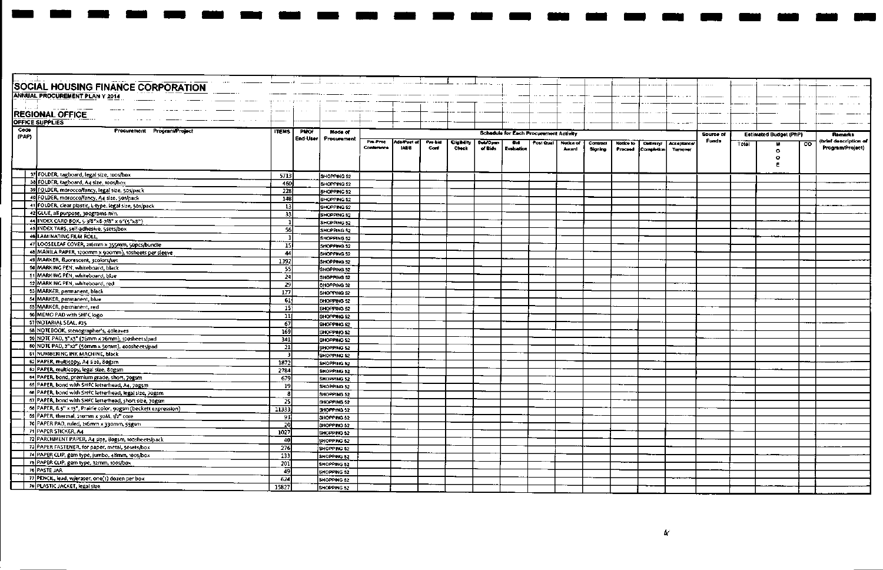# SOCIAL HOUSING FINANCE CORPORATION

**ANNUAL PROCUREMENT PLAN Y 2014**

## REGIONAL OFFICE

**OFFICE SUPPLIES**

| Code (PAP) | Procurement Program/Project | ITEMS | PMO/ End-User | Mode of Procurement | Schedule for Each Procurement Activity | | | | | | | | | | | | Source of Funds | Estimated Budget (PhP) | | | Remarks (brief description of Program/Project) |
|---|---|---|---|---|---|---|---|---|---|---|---|---|---|---|---|---|---|---|---|---|---|
| | | | | | Pre-Proc Conference | Ads/Post of IAEB | Pre-bid Conf | Eligibility Check | Sub/Open of Bids | Bid Evaluation | Post Qual | Notice of Award | Contract Signing | Notice to Proceed | Delivery/ Completion | Acceptance/ Turnover | | Total | MOOE | CO | |
| 37 | FOLDER, tagboard, legal size, 100s/box | 5713 | | SHOPPING 52 | | | | | | | | | | | | | | | | | |
| 38 | FOLDER, tagboard, A4 size, 100s/box | 460 | | SHOPPING 52 | | | | | | | | | | | | | | | | | |
| 39 | FOLDER, morocco/fancy, legal size, 50s/pack | 228 | | SHOPPING 52 | | | | | | | | | | | | | | | | | |
| 40 | FOLDER, morocco/fancy, A4 size, 50s/pack | 148 | | SHOPPING 52 | | | | | | | | | | | | | | | | | |
| 41 | FOLDER, clear plastic, L-type, legal size, 50s/pack | 13 | | SHOPPING 52 | | | | | | | | | | | | | | | | | |
| 42 | GLUE, all purpose, 300grams min. | 33 | | SHOPPING 52 | | | | | | | | | | | | | | | | | |
| 44 | INDEX CARD BOX, 5-3/8"x8-7/8" x 6"(5"x8") | 1 | | SHOPPING 52 | | | | | | | | | | | | | | | | | |
| 45 | INDEX TABS, self-adhesive, 5sets/box | 56 | | SHOPPING 52 | | | | | | | | | | | | | | | | | |
| 46 | LAMINATING FILM ROLL | 1 | | SHOPPING 52 | | | | | | | | | | | | | | | | | |
| 47 | LOOSELEAF COVER, 216mm x 355mm, 50pcs/bundle | 15 | | SHOPPING 52 | | | | | | | | | | | | | | | | | |
| 48 | MANILA PAPER, 1200mm x 900mm), 10sheets per sleeve | 44 | | SHOPPING 52 | | | | | | | | | | | | | | | | | |
| 49 | MARKER, fluorescent, 3colors/set | 1392 | | SHOPPING 52 | | | | | | | | | | | | | | | | | |
| 50 | MARKING PEN, whiteboard, black | 55 | | SHOPPING 52 | | | | | | | | | | | | | | | | | |
| 51 | MARKING PEN, whiteboard, blue | 24 | | SHOPPING 52 | | | | | | | | | | | | | | | | | |
| 52 | MARKING PEN, whiteboard, red | 29 | | SHOPPING 52 | | | | | | | | | | | | | | | | | |
| 53 | MARKER, permanent, black | 177 | | SHOPPING 52 | | | | | | | | | | | | | | | | | |
| 54 | MARKER, permanent, blue | 61 | | SHOPPING 52 | | | | | | | | | | | | | | | | | |
| 55 | MARKER, permanent, red | 15 | | SHOPPING 52 | | | | | | | | | | | | | | | | | |
| 56 | MEMO PAD with SHFC logo | 11 | | SHOPPING 52 | | | | | | | | | | | | | | | | | |
| 57 | NOTARIAL SEAL, #25 | 67 | | SHOPPING 52 | | | | | | | | | | | | | | | | | |
| 58 | NOTEBOOK, stenographer's, 40leaves | 169 | | SHOPPING 52 | | | | | | | | | | | | | | | | | |
| 59 | NOTE PAD, 3"x3" (76mm x 76mm), 100sheets/pad | 341 | | SHOPPING 52 | | | | | | | | | | | | | | | | | |
| 60 | NOTE PAD, 2"x2" (50mm x 50mm), 400sheets/pad | 21 | | SHOPPING 52 | | | | | | | | | | | | | | | | | |
| 61 | NUMBERING INK MACHINE, black | 3 | | SHOPPING 52 | | | | | | | | | | | | | | | | | |
| 62 | PAPER, multicopy, A4 size, 80gsm | 1872 | | SHOPPING 52 | | | | | | | | | | | | | | | | | |
| 63 | PAPER, multicopy, legal size, 80gsm | 2784 | | SHOPPING 52 | | | | | | | | | | | | | | | | | |
| 64 | PAPER, bond, premium grade, short, 70gsm | 679 | | SHOPPING 52 | | | | | | | | | | | | | | | | | |
| 65 | PAPER, bond with SHFC letterhead, A4, 70gsm | 19 | | SHOPPING 52 | | | | | | | | | | | | | | | | | |
| 66 | PAPER, bond with SHFC letterhead, legal size, 70gsm | 8 | | SHOPPING 52 | | | | | | | | | | | | | | | | | |
| 67 | PAPER, bond with SHFC letterhead, short size, 70gsm | 25 | | SHOPPING 52 | | | | | | | | | | | | | | | | | |
| 68 | PAPER, 8.5" x 13", Prairie color, 90gsm (beckett expression) | 11333 | | SHOPPING 52 | | | | | | | | | | | | | | | | | |
| 69 | PAPER, thermal, 210mm x 30M, 1/2" core | 93 | | SHOPPING 52 | | | | | | | | | | | | | | | | | |
| 70 | PAPER PAD, ruled, 216mm x 330mm, 55gsm | 20 | | SHOPPING 52 | | | | | | | | | | | | | | | | | |
| 71 | PAPER STICKER, A4 | 1027 | | SHOPPING 52 | | | | | | | | | | | | | | | | | |
| 72 | PARCHMENT PAPER, A4 size, 80gsm, 100sheets/pack | 40 | | SHOPPING 52 | | | | | | | | | | | | | | | | | |
| 73 | PAPER FASTENER, for paper, metal, 50sets/box | 276 | | SHOPPING 52 | | | | | | | | | | | | | | | | | |
| 74 | PAPER CLIP, gem type, jumbo, 48mm, 100s/box | 133 | | SHOPPING 52 | | | | | | | | | | | | | | | | | |
| 75 | PAPER CLIP, gem type, 32mm, 100s/box | 201 | | SHOPPING 52 | | | | | | | | | | | | | | | | | |
| 76 | PASTE JAR | 49 | | SHOPPING 52 | | | | | | | | | | | | | | | | | |
| 77 | PENCIL, lead, w/eraser, one(1) dozen per box | 624 | | SHOPPING 52 | | | | | | | | | | | | | | | | | |
| 78 | PLASTIC JACKET, legal size | 15827 | | SHOPPING 52 | | | | | | | | | | | | | | | | | |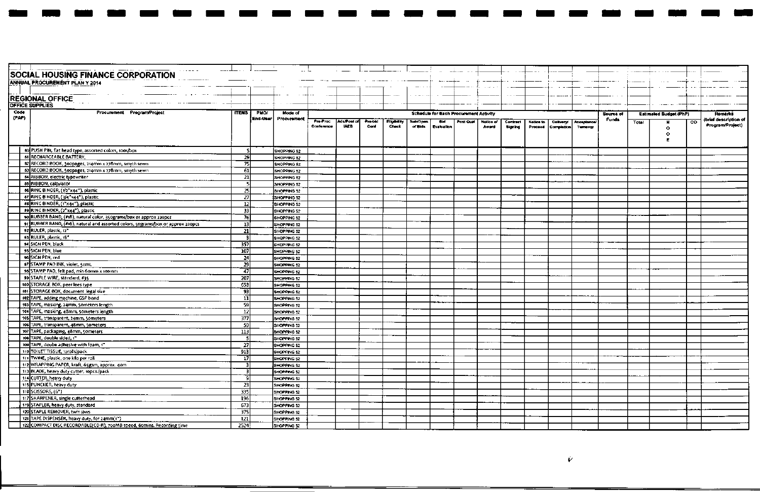# SOCIAL HOUSING FINANCE CORPORATION

**ANNUAL PROCUREMENT PLAN Y 2014**

## REGIONAL OFFICE

**OFFICE SUPPLIES**

| Code (PAP) | Procurement Program/Project | ITEMS | PMO/ End-User | Mode of Procurement | Schedule for Each Procurement Activity | | | | | | | | | | | | Source of Funds | Estimated Budget (PhP) | | | Remarks (brief description of Program/Project) |
|---|---|---|---|---|---|---|---|---|---|---|---|---|---|---|---|---|---|---|---|---|---|
| | | | | | Pre-Proc Conference | Ads/Post of IAEB | Pre-bid Conf | Eligibility Check | Sub/Open of Bids | Bid Evaluation | Post Qual | Notice of Award | Contract Signing | Notice to Proceed | Delivery/ Completion | Acceptance/ Turnover | | Total | MOOE | CO | |
| 80 | PUSH PIN, flat head type, assorted colors, 100s/box | 5 | | SHOPPING 52 | | | | | | | | | | | | | | | | | |
| 81 | RECHARGEABLE BATTERY, | 29 | | SHOPPING 52 | | | | | | | | | | | | | | | | | |
| 82 | RECORD BOOK, 300pages, 214mm x 278mm, smyth sewn | 75 | | SHOPPING 52 | | | | | | | | | | | | | | | | | |
| 83 | RECORD BOOK, 500pages, 214mm x 278mm, smyth sewn | 61 | | SHOPPING 52 | | | | | | | | | | | | | | | | | |
| 84 | RIBBON, electric typewriter | 21 | | SHOPPING 52 | | | | | | | | | | | | | | | | | |
| 85 | RIBBON, calculator | 5 | | SHOPPING 52 | | | | | | | | | | | | | | | | | |
| 86 | RING BINDER, (1/2"x44"), plastic | 25 | | SHOPPING 52 | | | | | | | | | | | | | | | | | |
| 87 | RING BINDER, (3/4"x44"), plastic | 27 | | SHOPPING 52 | | | | | | | | | | | | | | | | | |
| 88 | RING BINDER, (1"x44"), plastic | 12 | | SHOPPING 52 | | | | | | | | | | | | | | | | | |
| 89 | RING BINDER, (2"x44"), plastic | 33 | | SHOPPING 52 | | | | | | | | | | | | | | | | | |
| 90 | RUBBER BAND, (#18), natural color, 350grams/box or approx 220pcs | 76 | | SHOPPING 52 | | | | | | | | | | | | | | | | | |
| 91 | RUBBER BAND, (#16), natural and assorted colors, 50grams/box or approx 220pcs | 13 | | SHOPPING 52 | | | | | | | | | | | | | | | | | |
| 92 | RULER, plastic, 12" | 21 | | SHOPPING 52 | | | | | | | | | | | | | | | | | |
| 93 | RULER, plastic, 18" | 8 | | SHOPPING 52 | | | | | | | | | | | | | | | | | |
| 94 | SIGN PEN, black | 357 | | SHOPPING 52 | | | | | | | | | | | | | | | | | |
| 95 | SIGN PEN, blue | 107 | | SHOPPING 52 | | | | | | | | | | | | | | | | | |
| 96 | SIGN PEN, red | 24 | | SHOPPING 52 | | | | | | | | | | | | | | | | | |
| 97 | STAMP PAD INK, violet, 50mL | 29 | | SHOPPING 52 | | | | | | | | | | | | | | | | | |
| 98 | STAMP PAD, felt pad, min 60mm x 100mm | 47 | | SHOPPING 52 | | | | | | | | | | | | | | | | | |
| 99 | STAPLE WIRE, standard, #35 | 207 | | SHOPPING 52 | | | | | | | | | | | | | | | | | |
| 100 | STORAGE BOX, peer lees type | 653 | | SHOPPING 52 | | | | | | | | | | | | | | | | | |
| 101 | STORAGE BOX, document legal size | 93 | | SHOPPING 52 | | | | | | | | | | | | | | | | | |
| 102 | TAPE, adding machine, GSP bond | 11 | | SHOPPING 52 | | | | | | | | | | | | | | | | | |
| 103 | TAPE, masking, 24mm, 50meters length | 59 | | SHOPPING 52 | | | | | | | | | | | | | | | | | |
| 104 | TAPE, masking, 48mm, 50meters length | 12 | | SHOPPING 52 | | | | | | | | | | | | | | | | | |
| 105 | TAPE, transparent, 24mm, 50meters | 377 | | SHOPPING 52 | | | | | | | | | | | | | | | | | |
| 106 | TAPE, transparent, 48mm, 50meters | 59 | | SHOPPING 52 | | | | | | | | | | | | | | | | | |
| 107 | TAPE, packaging, 48mm, 50meters | 113 | | SHOPPING 52 | | | | | | | | | | | | | | | | | |
| 108 | TAPE, double sided, 1" | 5 | | SHOPPING 52 | | | | | | | | | | | | | | | | | |
| 109 | TAPE, double adhesive with foam, 1" | 27 | | SHOPPING 52 | | | | | | | | | | | | | | | | | |
| 110 | TOILET TISSUE, 12rolls/pack | 913 | | SHOPPING 52 | | | | | | | | | | | | | | | | | |
| 111 | TWINE, plastic, one kilo per roll | 17 | | SHOPPING 52 | | | | | | | | | | | | | | | | | |
| 112 | WRAPPING PAPER, kraft, 65gsm, approx. 40m | 3 | | SHOPPING 52 | | | | | | | | | | | | | | | | | |
| 113 | BLADE, heavy duty cutter, 10pcs./pack | 3 | | SHOPPING 52 | | | | | | | | | | | | | | | | | |
| 114 | CUTTER, heavy duty | 9 | | SHOPPING 52 | | | | | | | | | | | | | | | | | |
| 115 | PUNCHER, heavy duty | 23 | | SHOPPING 52 | | | | | | | | | | | | | | | | | |
| 116 | SCISSORS, (6") | 335 | | SHOPPING 52 | | | | | | | | | | | | | | | | | |
| 117 | SHARPENER, single cutterhead | 196 | | SHOPPING 52 | | | | | | | | | | | | | | | | | |
| 119 | STAPLER, heavy duty, standard | 673 | | SHOPPING 52 | | | | | | | | | | | | | | | | | |
| 120 | STAPLE REMOVER, twin jaws | 375 | | SHOPPING 52 | | | | | | | | | | | | | | | | | |
| 121 | TAPE DISPENSER, heavy duty, for 24mm(1") | 121 | | SHOPPING 52 | | | | | | | | | | | | | | | | | |
| 122 | COMPACT DISC RECORDABLE(CD-R), 700MB speed, 80mins. Recording time | 2524 | | SHOPPING 52 | | | | | | | | | | | | | | | | | |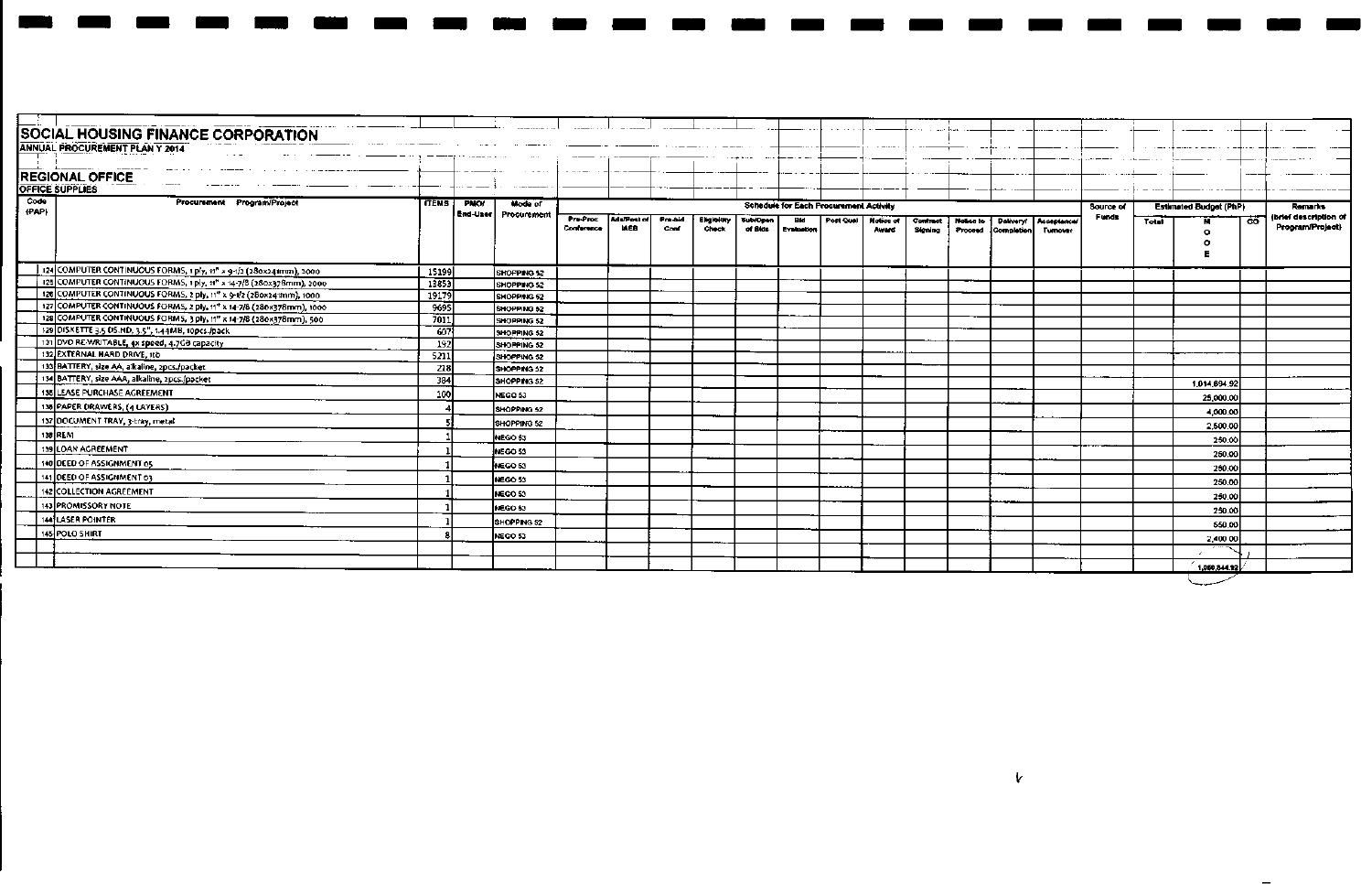# SOCIAL HOUSING FINANCE CORPORATION

**ANNUAL PROCUREMENT PLAN Y 2014**

## REGIONAL OFFICE

**OFFICE SUPPLIES**

| Code (PAP) | Procurement Program/Project | ITEMS | PMO/ End-User | Mode of Procurement | Schedule for Each Procurement Activity | | | | | | | | | | | | Source of Funds | Estimated Budget (PhP) | | | Remarks (brief description of Program/Project) |
|---|---|---|---|---|---|---|---|---|---|---|---|---|---|---|---|---|---|---|---|---|---|
| | | | | | Pre-Proc Conference | Ads/Post of IAEB | Pre-bid Conf | Eligibility Check | Sub/Open of Bids | Bid Evaluation | Post Qual | Notice of Award | Contract Signing | Notice to Proceed | Delivery/ Completion | Acceptance/ Turnover | | Total | MOOE | CO | |
| 124 | COMPUTER CONTINUOUS FORMS, 1 ply, 11" x 9-1/2 (280x241mm), 2000 | 15199 | | SHOPPING 52 | | | | | | | | | | | | | | | | | |
| 125 | COMPUTER CONTINUOUS FORMS, 1 ply, 11" x 14-7/8 (280x378mm), 2000 | 13853 | | SHOPPING 52 | | | | | | | | | | | | | | | | | |
| 126 | COMPUTER CONTINUOUS FORMS, 2 ply, 11" x 9-1/2 (280x241mm), 1000 | 19179 | | SHOPPING 52 | | | | | | | | | | | | | | | | | |
| 127 | COMPUTER CONTINUOUS FORMS, 2 ply, 11" x 14-7/8 (280x378mm), 1000 | 9695 | | SHOPPING 52 | | | | | | | | | | | | | | | | | |
| 128 | COMPUTER CONTINUOUS FORMS, 3 ply, 11" x 14-7/8 (280x378mm), 500 | 7011 | | SHOPPING 52 | | | | | | | | | | | | | | | | | |
| 129 | DISKETTE 3.5 DS.HD, 3.5", 1.44MB, 10pcs./pack | 607 | | SHOPPING 52 | | | | | | | | | | | | | | | | | |
| 131 | DVD RE-WRITABLE, 4x speed, 4.7GB capacity | 197 | | SHOPPING 52 | | | | | | | | | | | | | | | | | |
| 132 | EXTERNAL HARD DRIVE, 1tb | 5211 | | SHOPPING 52 | | | | | | | | | | | | | | | | | |
| 133 | BATTERY, size AA, alkaline, 2pcs./packet | 218 | | SHOPPING 52 | | | | | | | | | | | | | | | | | |
| 134 | BATTERY, size AAA, alkaline, 2pcs./packet | 384 | | SHOPPING 52 | | | | | | | | | | | | | | | 1,014,694.92 | | |
| 135 | LEASE PURCHASE AGREEMENT | 100 | | NEGO 53 | | | | | | | | | | | | | | | 25,000.00 | | |
| 136 | PAPER DRAWERS, (4 LAYERS) | 4 | | SHOPPING 52 | | | | | | | | | | | | | | | 4,000.00 | | |
| 137 | DOCUMENT TRAY, 3-tray, metal | 5 | | SHOPPING 52 | | | | | | | | | | | | | | | 2,500.00 | | |
| 138 | REM | 1 | | NEGO 53 | | | | | | | | | | | | | | | 250.00 | | |
| 139 | LOAN AGREEMENT | 1 | | NEGO 53 | | | | | | | | | | | | | | | 250.00 | | |
| 140 | DEED OF ASSIGNMENT 05 | 1 | | NEGO 53 | | | | | | | | | | | | | | | 250.00 | | |
| 141 | DEED OF ASSIGNMENT 03 | 1 | | NEGO 53 | | | | | | | | | | | | | | | 250.00 | | |
| 142 | COLLECTION AGREEMENT | 1 | | NEGO 53 | | | | | | | | | | | | | | | 250.00 | | |
| 143 | PROMISSORY NOTE | 1 | | NEGO 53 | | | | | | | | | | | | | | | 250.00 | | |
| 144 | LASER POINTER | 1 | | SHOPPING 52 | | | | | | | | | | | | | | | 550.00 | | |
| 145 | POLO SHIRT | 8 | | NEGO 53 | | | | | | | | | | | | | | | 2,400.00 | | |
| | | | | | | | | | | | | | | | | | | | 1,050,644.92 | | |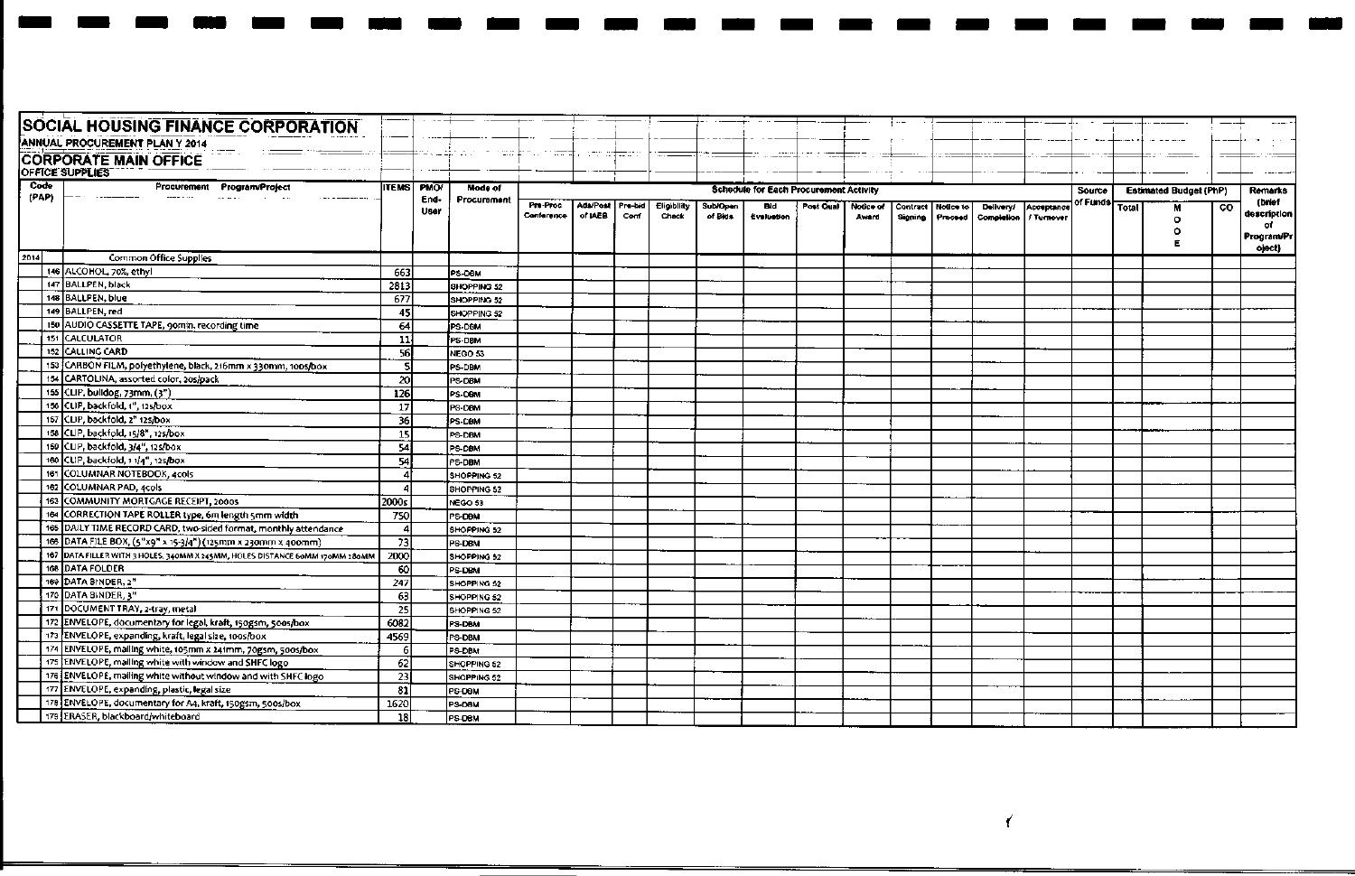# SOCIAL HOUSING FINANCE CORPORATION

## ANNUAL PROCUREMENT PLAN Y 2014

## CORPORATE MAIN OFFICE

### OFFICE SUPPLIES

| Code (PAP) | | Procurement Program/Project | ITEMS | PMO/ End-User | Mode of Procurement | Schedule for Each Procurement Activity | | | | | | | | | | | | Source of Funds | Estimated Budget (PhP) | | | Remarks (brief description of Program/Project) |
|---|---|---|---|---|---|---|---|---|---|---|---|---|---|---|---|---|---|---|---|---|---|---|
| | | | | | | Pre-Proc Conference | Ads/Post of IAEB | Pre-bid Conf | Eligibility Check | Sub/Open of Bids | Bid Evaluation | Post Qual | Notice of Award | Contract Signing | Notice to Proceed | Delivery/ Completion | Acceptance / Turnover | | Total | MOOE | CO | |
| 2014 | | Common Office Supplies | | | | | | | | | | | | | | | | | | | | |
| | 146 | ALCOHOL, 70%, ethyl | 663 | | PS-DBM | | | | | | | | | | | | | | | | | |
| | 147 | BALLPEN, black | 2813 | | SHOPPING 52 | | | | | | | | | | | | | | | | | |
| | 148 | BALLPEN, blue | 677 | | SHOPPING 52 | | | | | | | | | | | | | | | | | |
| | 149 | BALLPEN, red | 45 | | SHOPPING 52 | | | | | | | | | | | | | | | | | |
| | 150 | AUDIO CASSETTE TAPE, 90min. recording time | 64 | | PS-DBM | | | | | | | | | | | | | | | | | |
| | 151 | CALCULATOR | 11 | | PS-DBM | | | | | | | | | | | | | | | | | |
| | 152 | CALLING CARD | 56 | | NEGO 53 | | | | | | | | | | | | | | | | | |
| | 153 | CARBON FILM, polyethylene, black, 216mm x 330mm, 100s/box | 5 | | PS-DBM | | | | | | | | | | | | | | | | | |
| | 154 | CARTOLINA, assorted color, 20s/pack | 20 | | PS-DBM | | | | | | | | | | | | | | | | | |
| | 155 | CLIP, bulldog, 73mm, (3") | 126 | | PS-DBM | | | | | | | | | | | | | | | | | |
| | 156 | CLIP, backfold, 1", 12s/box | 17 | | PS-DBM | | | | | | | | | | | | | | | | | |
| | 157 | CLIP, backfold, 2" 12s/box | 36 | | PS-DBM | | | | | | | | | | | | | | | | | |
| | 158 | CLIP, backfold, 15/8", 12s/box | 15 | | PS-DBM | | | | | | | | | | | | | | | | | |
| | 159 | CLIP, backfold, 3/4", 12s/box | 54 | | PS-DBM | | | | | | | | | | | | | | | | | |
| | 160 | CLIP, backfold, 1 1/4", 12s/box | 54 | | PS-DBM | | | | | | | | | | | | | | | | | |
| | 161 | COLUMNAR NOTEBOOK, 4cols | 4 | | SHOPPING 52 | | | | | | | | | | | | | | | | | |
| | 162 | COLUMNAR PAD, 4cols | 4 | | SHOPPING 52 | | | | | | | | | | | | | | | | | |
| | 163 | COMMUNITY MORTGAGE RECEIPT, 2000s | 2000s | | NEGO 53 | | | | | | | | | | | | | | | | | |
| | 164 | CORRECTION TAPE ROLLER type, 6m length 5mm width | 750 | | PS-DBM | | | | | | | | | | | | | | | | | |
| | 165 | DAILY TIME RECORD CARD, two-sided format, monthly attendance | 4 | | SHOPPING 52 | | | | | | | | | | | | | | | | | |
| | 166 | DATA FILE BOX, (5"x9" x 15-3/4") (125mm x 230mm x 400mm) | 73 | | PS-DBM | | | | | | | | | | | | | | | | | |
| | 167 | DATA FILLER WITH 3 HOLES, 340MM X 245MM, HOLES DISTANCE 60MM 170MM 280MM | 2000 | | SHOPPING 52 | | | | | | | | | | | | | | | | | |
| | 168 | DATA FOLDER | 60 | | PS-DBM | | | | | | | | | | | | | | | | | |
| | 169 | DATA BINDER, 2" | 247 | | SHOPPING 52 | | | | | | | | | | | | | | | | | |
| | 170 | DATA BINDER, 3" | 63 | | SHOPPING 52 | | | | | | | | | | | | | | | | | |
| | 171 | DOCUMENT TRAY, 2-tray, metal | 25 | | SHOPPING 52 | | | | | | | | | | | | | | | | | |
| | 172 | ENVELOPE, documentary for legal, kraft, 150gsm, 500s/box | 6082 | | PS-DBM | | | | | | | | | | | | | | | | | |
| | 173 | ENVELOPE, expanding, kraft, legal size, 100s/box | 4569 | | PS-DBM | | | | | | | | | | | | | | | | | |
| | 174 | ENVELOPE, mailing white, 105mm x 241mm, 70gsm, 500s/box | 6 | | PS-DBM | | | | | | | | | | | | | | | | | |
| | 175 | ENVELOPE, mailing white with window and SHFC logo | 62 | | SHOPPING 52 | | | | | | | | | | | | | | | | | |
| | 176 | ENVELOPE, mailing white without window and with SHFC logo | 23 | | SHOPPING 52 | | | | | | | | | | | | | | | | | |
| | 177 | ENVELOPE, expanding, plastic, legal size | 81 | | PS-DBM | | | | | | | | | | | | | | | | | |
| | 178 | ENVELOPE, documentary for A4, kraft, 150gsm, 500s/box | 1620 | | PS-DBM | | | | | | | | | | | | | | | | | |
| | 179 | ERASER, blackboard/whiteboard | 18 | | PS-DBM | | | | | | | | | | | | | | | | | |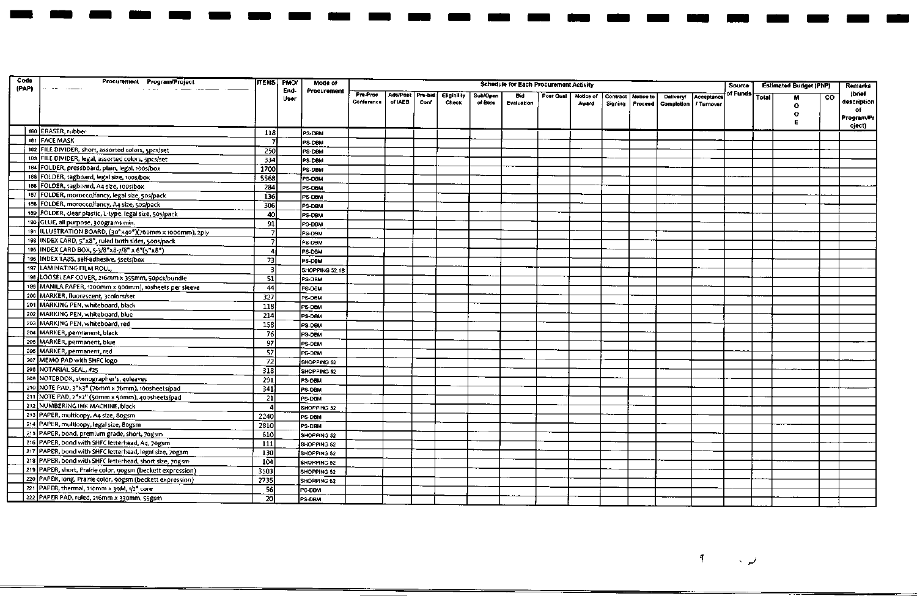| Code (PAP) | Procurement Program/Project | ITEMS | PMO/ End-User | Mode of Procurement | Schedule for Each Procurement Activity | | | | | | | | | | | | Source of Funds | Estimated Budget (PhP) | | | Remarks (brief description of Program/Project) |
|---|---|---|---|---|---|---|---|---|---|---|---|---|---|---|---|---|---|---|---|---|---|
| | | | | | Pre-Proc Conference | Ads/Post of IAEB | Pre-bid Conf | Eligibility Check | Sub/Open of Bids | Bid Evaluation | Post Qual | Notice of Award | Contract Signing | Notice to Proceed | Delivery/ Completion | Acceptance / Turnover | | Total | MOOE | CO | |
| 160 | ERASER, rubber | 118 | | PS-DBM | | | | | | | | | | | | | | | | | |
| 161 | FACE MASK | 7 | | PS-DBM | | | | | | | | | | | | | | | | | |
| 162 | FILE DIVIDER, short, assorted colors, 5pcs/set | 250 | | PS-DBM | | | | | | | | | | | | | | | | | |
| 163 | FILE DIVIDER, legal, assorted colors, 5pcs/set | 334 | | PS-DBM | | | | | | | | | | | | | | | | | |
| 164 | FOLDER, pressboard, plain, legal, 100s/box | 1700 | | PS-DBM | | | | | | | | | | | | | | | | | |
| 165 | FOLDER, tagboard, legal size, 100s/box | 5568 | | PS-DBM | | | | | | | | | | | | | | | | | |
| 166 | FOLDER, tagboard, A4 size, 100s/box | 284 | | PS-DBM | | | | | | | | | | | | | | | | | |
| 167 | FOLDER, morocco/fancy, legal size, 50s/pack | 136 | | PS-DBM | | | | | | | | | | | | | | | | | |
| 168 | FOLDER, morocco/fancy, A4 size, 50s/pack | 306 | | PS-DBM | | | | | | | | | | | | | | | | | |
| 169 | FOLDER, clear plastic, L-type, legal size, 50s/pack | 40 | | PS-DBM | | | | | | | | | | | | | | | | | |
| 190 | GLUE, all purpose, 300grams min. | 91 | | PS-DBM | | | | | | | | | | | | | | | | | |
| 191 | ILLUSTRATION BOARD, (30"x40")(760mm x 1000mm), 2ply | 7 | | PS-DBM | | | | | | | | | | | | | | | | | |
| 193 | INDEX CARD, 5"x8", ruled both sides, 500s/pack | 7 | | PS-DBM | | | | | | | | | | | | | | | | | |
| 195 | INDEX CARD BOX, 5-3/8"x8-7/8" x 6"(5"x8") | 4 | | PS-DBM | | | | | | | | | | | | | | | | | |
| 196 | INDEX TABS, self-adhesive, 5sets/box | 73 | | PS-DBM | | | | | | | | | | | | | | | | | |
| 197 | LAMINATING FILM ROLL, | 3 | | SHOPPING 52.1B | | | | | | | | | | | | | | | | | |
| 198 | LOOSELEAF COVER, 216mm x 355mm, 50pcs/bundle | 51 | | PS-DBM | | | | | | | | | | | | | | | | | |
| 199 | MANILA PAPER, 1200mm x 900mm), 10sheets per sleeve | 44 | | PS-DBM | | | | | | | | | | | | | | | | | |
| 200 | MARKER, fluorescent, 3colors/set | 327 | | PS-DBM | | | | | | | | | | | | | | | | | |
| 201 | MARKING PEN, whiteboard, black | 118 | | PS-DBM | | | | | | | | | | | | | | | | | |
| 202 | MARKING PEN, whiteboard, blue | 214 | | PS-DBM | | | | | | | | | | | | | | | | | |
| 203 | MARKING PEN, whiteboard, red | 158 | | PS-DBM | | | | | | | | | | | | | | | | | |
| 204 | MARKER, permanent, black | 76 | | PS-DBM | | | | | | | | | | | | | | | | | |
| 205 | MARKER, permanent, blue | 97 | | PS-DBM | | | | | | | | | | | | | | | | | |
| 206 | MARKER, permanent, red | 57 | | PS-DBM | | | | | | | | | | | | | | | | | |
| 207 | MEMO PAD with SHFC logo | 72 | | SHOPPING 52 | | | | | | | | | | | | | | | | | |
| 208 | NOTARIAL SEAL, #25 | 318 | | SHOPPING 52 | | | | | | | | | | | | | | | | | |
| 209 | NOTEBOOK, stenographer's, 40leaves | 291 | | PS-DBM | | | | | | | | | | | | | | | | | |
| 210 | NOTE PAD, 3"x3" (76mm x 76mm), 100sheets/pad | 341 | | PS-DBM | | | | | | | | | | | | | | | | | |
| 211 | NOTE PAD, 2"x2" (50mm x 50mm), 400sheets/pad | 21 | | PS-DBM | | | | | | | | | | | | | | | | | |
| 212 | NUMBERING INK MACHINE, black | 4 | | SHOPPING 52 | | | | | | | | | | | | | | | | | |
| 213 | PAPER, multicopy, A4 size, 80gsm | 2240 | | PS-DBM | | | | | | | | | | | | | | | | | |
| 214 | PAPER, multicopy, legal size, 80gsm | 2810 | | PS-DBM | | | | | | | | | | | | | | | | | |
| 215 | PAPER, bond, premium grade, short, 70gsm | 610 | | SHOPPING 52 | | | | | | | | | | | | | | | | | |
| 216 | PAPER, bond with SHFC letterhead, A4, 70gsm | 111 | | SHOPPING 52 | | | | | | | | | | | | | | | | | |
| 217 | PAPER, bond with SHFC letterhead, legal size, 70gsm | 130 | | SHOPPING 52 | | | | | | | | | | | | | | | | | |
| 218 | PAPER, bond with SHFC letterhead, short size, 70gsm | 104 | | SHOPPING 52 | | | | | | | | | | | | | | | | | |
| 219 | PAPER, short, Prairie color, 90gsm (beckett expression) | 3503 | | SHOPPING 52 | | | | | | | | | | | | | | | | | |
| 220 | PAPER, long, Prairie color, 90gsm (beckett expression) | 2735 | | SHOPPING 52 | | | | | | | | | | | | | | | | | |
| 221 | PAPER, thermal, 210mm x 30M, 1/2" core | 56 | | PS-DBM | | | | | | | | | | | | | | | | | |
| 222 | PAPER PAD, ruled, 216mm x 330mm, 55gsm | 20 | | PS-DBM | | | | | | | | | | | | | | | | | |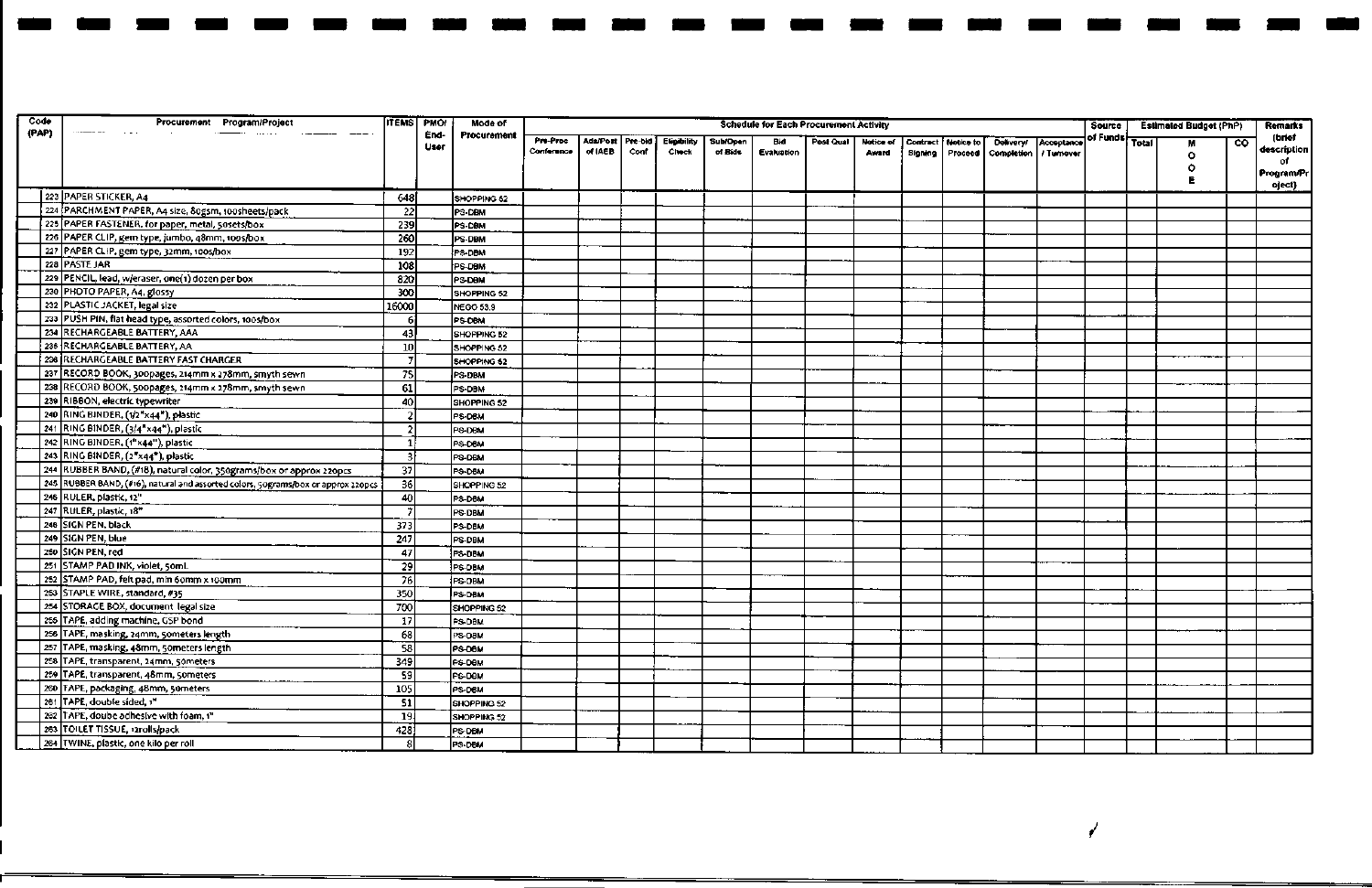| Code (PAP) | Procurement Program/Project | ITEMS | PMO/ End-User | Mode of Procurement | Schedule for Each Procurement Activity | | | | | | | | | | | | Source of Funds | Estimated Budget (PhP) | | | | Remarks (brief description of Program/Project) |
|---|---|---|---|---|---|---|---|---|---|---|---|---|---|---|---|---|---|---|---|---|---|---|
| | | | | | Pre-Proc Conference | Ads/Post of IAEB | Pre-bid Conf | Eligibility Check | Sub/Open of Bids | Bid Evaluation | Post Qual | Notice of Award | Contract Signing | Notice to Proceed | Delivery/ Completion | Acceptance / Turnover | | Total | MOOE | | CO | |
| | 223 PAPER STICKER, A4 | 648 | | SHOPPING 52 | | | | | | | | | | | | | | | | | | |
| | 224 PARCHMENT PAPER, A4 size, 80gsm, 100sheets/pack | 22 | | PS-DBM | | | | | | | | | | | | | | | | | | |
| | 225 PAPER FASTENER, for paper, metal, 50sets/box | 239 | | PS-DBM | | | | | | | | | | | | | | | | | | |
| | 226 PAPER CLIP, gem type, jumbo, 48mm, 100s/box | 260 | | PS-DBM | | | | | | | | | | | | | | | | | | |
| | 227 PAPER CLIP, gem type, 32mm, 100s/box | 192 | | PS-DBM | | | | | | | | | | | | | | | | | | |
| | 228 PASTE JAR | 108 | | PS-DBM | | | | | | | | | | | | | | | | | | |
| | 229 PENCIL, lead, w/eraser, one(1) dozen per box | 820 | | PS-DBM | | | | | | | | | | | | | | | | | | |
| | 230 PHOTO PAPER, A4, glossy | 300 | | SHOPPING 52 | | | | | | | | | | | | | | | | | | |
| | 232 PLASTIC JACKET, legal size | 16000 | | NEGO 53.9 | | | | | | | | | | | | | | | | | | |
| | 233 PUSH PIN, flat head type, assorted colors, 100s/box | 6 | | PS-DBM | | | | | | | | | | | | | | | | | | |
| | 234 RECHARGEABLE BATTERY, AAA | 43 | | SHOPPING 52 | | | | | | | | | | | | | | | | | | |
| | 235 RECHARGEABLE BATTERY, AA | 10 | | SHOPPING 52 | | | | | | | | | | | | | | | | | | |
| | 236 RECHARGEABLE BATTERY FAST CHARGER | 7 | | SHOPPING 52 | | | | | | | | | | | | | | | | | | |
| | 237 RECORD BOOK, 300pages, 214mm x 278mm, smyth sewn | 75 | | PS-DBM | | | | | | | | | | | | | | | | | | |
| | 238 RECORD BOOK, 500pages, 214mm x 278mm, smyth sewn | 61 | | PS-DBM | | | | | | | | | | | | | | | | | | |
| | 239 RIBBON, electric typewriter | 40 | | SHOPPING 52 | | | | | | | | | | | | | | | | | | |
| | 240 RING BINDER, (1/2"x44"), plastic | 2 | | PS-DBM | | | | | | | | | | | | | | | | | | |
| | 241 RING BINDER, (3/4"x44"), plastic | 2 | | PS-DBM | | | | | | | | | | | | | | | | | | |
| | 242 RING BINDER, (1"x44"), plastic | 1 | | PS-DBM | | | | | | | | | | | | | | | | | | |
| | 243 RING BINDER, (2"x44"), plastic | 3 | | PS-DBM | | | | | | | | | | | | | | | | | | |
| | 244 RUBBER BAND, (#18), natural color, 350grams/box or approx 220pcs | 37 | | PS-DBM | | | | | | | | | | | | | | | | | | |
| | 245 RUBBER BAND, (#16), natural and assorted colors, 50grams/box or approx 220pcs | 36 | | SHOPPING 52 | | | | | | | | | | | | | | | | | | |
| | 246 RULER, plastic, 12" | 40 | | PS-DBM | | | | | | | | | | | | | | | | | | |
| | 247 RULER, plastic, 18" | 7 | | PS-DBM | | | | | | | | | | | | | | | | | | |
| | 248 SIGN PEN, black | 373 | | PS-DBM | | | | | | | | | | | | | | | | | | |
| | 249 SIGN PEN, blue | 247 | | PS-DBM | | | | | | | | | | | | | | | | | | |
| | 250 SIGN PEN, red | 47 | | PS-DBM | | | | | | | | | | | | | | | | | | |
| | 251 STAMP PAD INK, violet, 50mL | 29 | | PS-DBM | | | | | | | | | | | | | | | | | | |
| | 252 STAMP PAD, felt pad, min 60mm x 100mm | 76 | | PS-DBM | | | | | | | | | | | | | | | | | | |
| | 253 STAPLE WIRE, standard, #35 | 350 | | PS-DBM | | | | | | | | | | | | | | | | | | |
| | 254 STORAGE BOX, document legal size | 700 | | SHOPPING 52 | | | | | | | | | | | | | | | | | | |
| | 255 TAPE, adding machine, GSP bond | 17 | | PS-DBM | | | | | | | | | | | | | | | | | | |
| | 256 TAPE, masking, 24mm, 50meters length | 68 | | PS-DBM | | | | | | | | | | | | | | | | | | |
| | 257 TAPE, masking, 48mm, 50meters length | 58 | | PS-DBM | | | | | | | | | | | | | | | | | | |
| | 258 TAPE, transparent, 24mm, 50meters | 349 | | PS-DBM | | | | | | | | | | | | | | | | | | |
| | 259 TAPE, transparent, 48mm, 50meters | 59 | | PS-DBM | | | | | | | | | | | | | | | | | | |
| | 260 TAPE, packaging, 48mm, 50meters | 105 | | PS-DBM | | | | | | | | | | | | | | | | | | |
| | 261 TAPE, double sided, 1" | 51 | | SHOPPING 52 | | | | | | | | | | | | | | | | | | |
| | 262 TAPE, doube adhesive with foam, 1" | 19 | | SHOPPING 52 | | | | | | | | | | | | | | | | | | |
| | 263 TOILET TISSUE, 12rolls/pack | 428 | | PS-DBM | | | | | | | | | | | | | | | | | | |
| | 264 TWINE, plastic, one kilo per roll | 8 | | PS-DBM | | | | | | | | | | | | | | | | | | |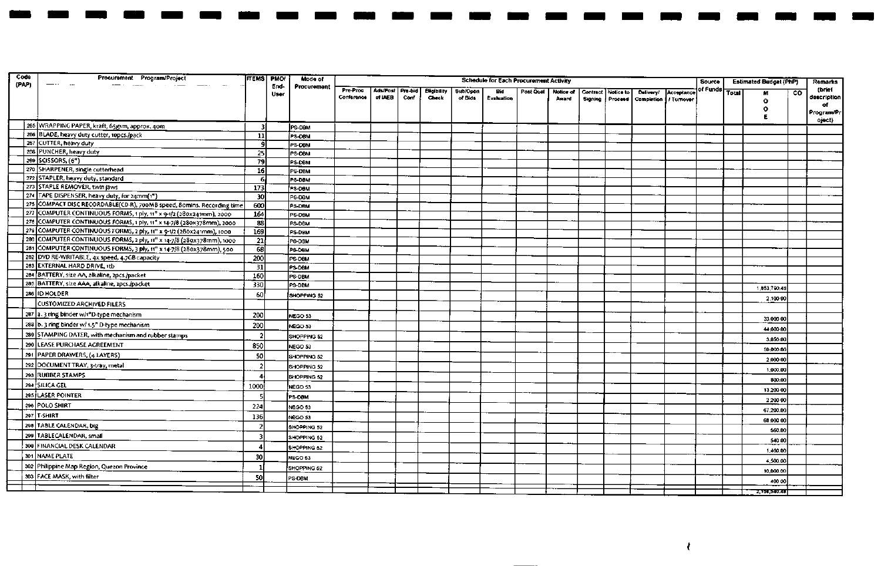| Code (PAP) | Procurement Program/Project | ITEMS | PMO/ End-User | Mode of Procurement | Schedule for Each Procurement Activity | | | | | | | | | | | | Source of Funds | Estimated Budget (PhP) | | | Remarks (brief description of Program/Project) |
|---|---|---|---|---|---|---|---|---|---|---|---|---|---|---|---|---|---|---|---|---|---|
| | | | | | Pre-Proc Conference | Ads/Post of IAEB | Pre-bid Conf | Eligibility Check | Sub/Open of Bids | Bid Evaluation | Post Qual | Notice of Award | Contract Signing | Notice to Proceed | Delivery/ Completion | Acceptance / Turnover | | Total | MOOE | CO | |
| 265 | WRAPPING PAPER, kraft, 65gsm, approx. 40m | 3 | | PS-DBM | | | | | | | | | | | | | | | | | |
| 266 | BLADE, heavy duty cutter, 10pcs./pack | 11 | | PS-DBM | | | | | | | | | | | | | | | | | |
| 267 | CUTTER, heavy duty | 9 | | PS-DBM | | | | | | | | | | | | | | | | | |
| 268 | PUNCHER, heavy duty | 25 | | PS-DBM | | | | | | | | | | | | | | | | | |
| 269 | SCISSORS, (6") | 79 | | PS-DBM | | | | | | | | | | | | | | | | | |
| 270 | SHARPENER, single cutterhead | 16 | | PS-DBM | | | | | | | | | | | | | | | | | |
| 272 | STAPLER, heavy duty, standard | 6 | | PS-DBM | | | | | | | | | | | | | | | | | |
| 273 | STAPLE REMOVER, twin jaws | 173 | | PS-DBM | | | | | | | | | | | | | | | | | |
| 274 | TAPE DISPENSER, heavy duty, for 24mm(1") | 30 | | PS-DBM | | | | | | | | | | | | | | | | | |
| 275 | COMPACT DISC RECORDABLE(CD-R), 700MB speed, 80mins. Recording time | 600 | | PS-DBM | | | | | | | | | | | | | | | | | |
| 277 | COMPUTER CONTINUOUS FORMS, 1 ply, 11" x 9-1/2 (280x241mm), 2000 | 164 | | PS-DBM | | | | | | | | | | | | | | | | | |
| 278 | COMPUTER CONTINUOUS FORMS, 1 ply, 11" x 14-7/8 (280x378mm), 2000 | 88 | | PS-DBM | | | | | | | | | | | | | | | | | |
| 279 | COMPUTER CONTINUOUS FORMS, 2 ply, 11" x 9-1/2 (280x241mm), 1000 | 169 | | PS-DBM | | | | | | | | | | | | | | | | | |
| 280 | COMPUTER CONTINUOUS FORMS, 2 ply, 11" x 14-7/8 (280x378mm), 1000 | 21 | | PS-DBM | | | | | | | | | | | | | | | | | |
| 281 | COMPUTER CONTINUOUS FORMS, 3 ply, 11" x 14-7/8 (280x378mm), 500 | 68 | | PS-DBM | | | | | | | | | | | | | | | | | |
| 282 | DVD RE-WRITABLE, 4x speed, 4.7GB capacity | 200 | | PS-DBM | | | | | | | | | | | | | | | | | |
| 283 | EXTERNAL HARD DRIVE, 1tb | 31 | | PS-DBM | | | | | | | | | | | | | | | | | |
| 284 | BATTERY, size AA, alkaline, 2pcs./packet | 160 | | PS-DBM | | | | | | | | | | | | | | | | | |
| 285 | BATTERY, size AAA, alkaline, 2pcs./packet | 330 | | PS-DBM | | | | | | | | | | | | | | | 1,853,790.48 | | |
| 286 | ID HOLDER | 60 | | SHOPPING 52 | | | | | | | | | | | | | | | 2,100.00 | | |
| | CUSTOMIZED ARCHIVED FILERS | | | | | | | | | | | | | | | | | | | | |
| 287 | a. 3 ring binder w/1"D-type mechanism | 200 | | NEGO 53 | | | | | | | | | | | | | | | 33,000.00 | | |
| 288 | b. 3 ring binder w/ 1.5" D-type mechanism | 200 | | NEGO 53 | | | | | | | | | | | | | | | 44,000.00 | | |
| 289 | STAMPING DATER, with mechanism and rubber stamps | 2 | | SHOPPING 52 | | | | | | | | | | | | | | | 3,850.00 | | |
| 290 | LEASE PURCHASE AGREEMENT | 850 | | NEGO 53 | | | | | | | | | | | | | | | 50,000.00 | | |
| 291 | PAPER DRAWERS, (4 LAYERS) | 50 | | SHOPPING 52 | | | | | | | | | | | | | | | 2,000.00 | | |
| 292 | DOCUMENT TRAY, 3-tray, metal | 2 | | SHOPPING 52 | | | | | | | | | | | | | | | 1,000.00 | | |
| 293 | RUBBER STAMPS | 4 | | SHOPPING 52 | | | | | | | | | | | | | | | 800.00 | | |
| 294 | SILICA GEL | 1000 | | NEGO 53 | | | | | | | | | | | | | | | 13,200.00 | | |
| 295 | LASER POINTER | 5 | | PS-DBM | | | | | | | | | | | | | | | 2,200.00 | | |
| 296 | POLO SHIRT | 224 | | NEGO 53 | | | | | | | | | | | | | | | 67,200.00 | | |
| 297 | T-SHIRT | 136 | | NEGO 53 | | | | | | | | | | | | | | | 68,000.00 | | |
| 298 | TABLE CALENDAR, big | 2 | | SHOPPING 52 | | | | | | | | | | | | | | | 560.00 | | |
| 299 | TABLECALENDAR, small | 3 | | SHOPPING 52 | | | | | | | | | | | | | | | 540.00 | | |
| 300 | FINANCIAL DESK CALENDAR | 4 | | SHOPPING 52 | | | | | | | | | | | | | | | 1,400.00 | | |
| 301 | NAME PLATE | 30 | | NEGO 53 | | | | | | | | | | | | | | | 4,500.00 | | |
| 302 | Philippine Map Region, Quezon Province | 1 | | SHOPPING 52 | | | | | | | | | | | | | | | 10,000.00 | | |
| 303 | FACE MASK, with filter | 50 | | PS-DBM | | | | | | | | | | | | | | | 400.00 | | |
| | | | | | | | | | | | | | | | | | | | 2,158,540.48 | | |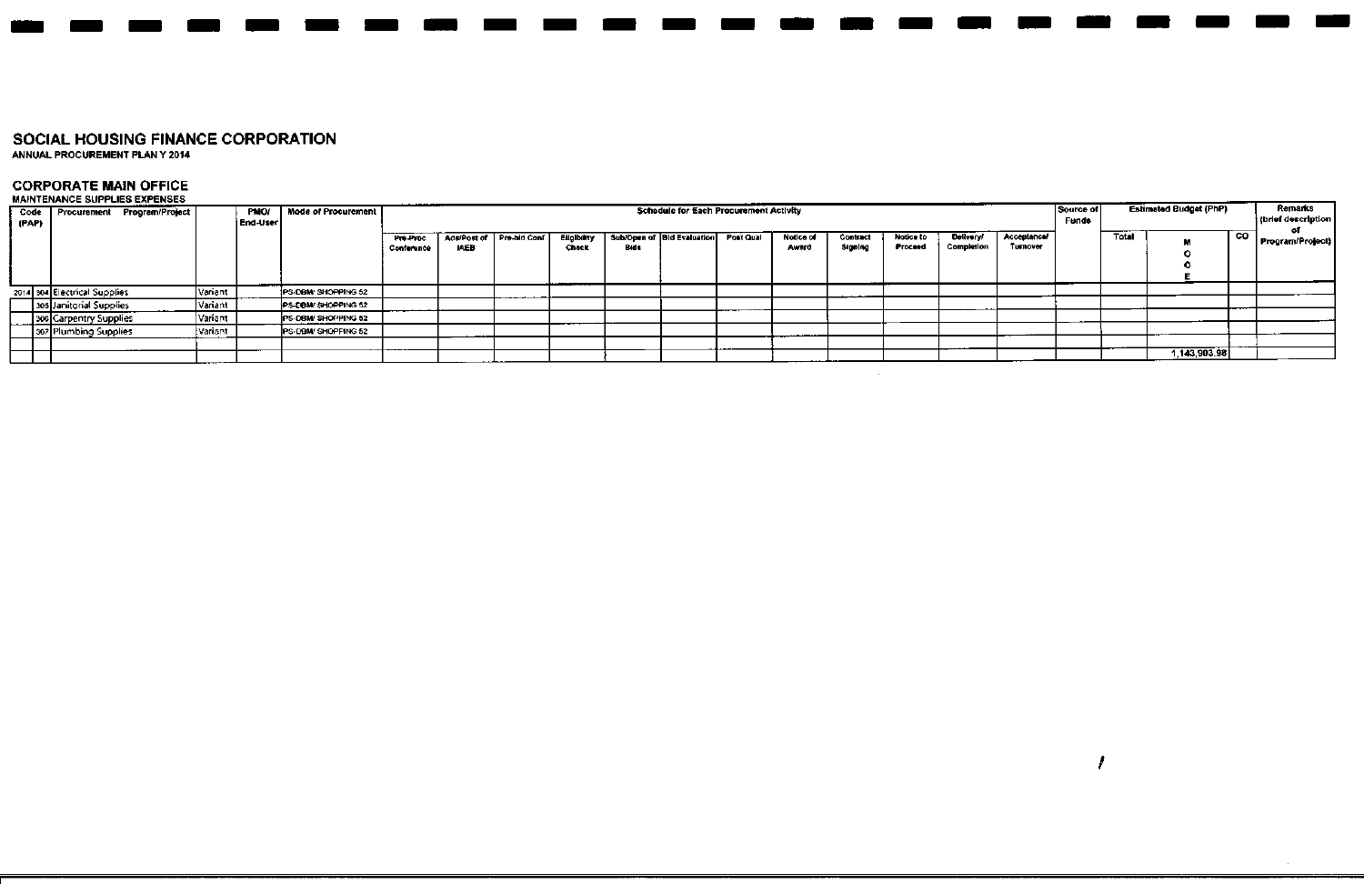# SOCIAL HOUSING FINANCE CORPORATION

ANNUAL PROCUREMENT PLAN Y 2014

## CORPORATE MAIN OFFICE

MAINTENANCE SUPPLIES EXPENSES

| Code (PAP) | | Procurement Program/Project | | PMO/ End-User | Mode of Procurement | Schedule for Each Procurement Activity | | | | | | | | | | | | Source of Funds | Estimated Budget (PhP) | | | Remarks (brief description of Program/Project) |
|---|---|---|---|---|---|---|---|---|---|---|---|---|---|---|---|---|---|---|---|---|---|---|
| | | | | | | Pre-Proc Conference | Ads/Post of IAEB | Pre-bid Conf | Eligibility Check | Sub/Open of Bids | Bid Evaluation | Post Qual | Notice of Award | Contract Signing | Notice to Proceed | Delivery/ Completion | Acceptance/ Turnover | | Total | MOOE | CO | |
| 2014 | 304 | Electrical Supplies | Variant | | PS-DBM/ SHOPPING 52 | | | | | | | | | | | | | | | | | |
| | 305 | Janitorial Supplies | Variant | | PS-DBM/ SHOPPING 52 | | | | | | | | | | | | | | | | | |
| | 306 | Carpentry Supplies | Variant | | PS-DBM/ SHOPPING 52 | | | | | | | | | | | | | | | | | |
| | 307 | Plumbing Supplies | Variant | | PS-DBM/ SHOPPING 52 | | | | | | | | | | | | | | | | | |
| | | | | | | | | | | | | | | | | | | | | | | |
| | | | | | | | | | | | | | | | | | | | | 1,143,903.98 | | |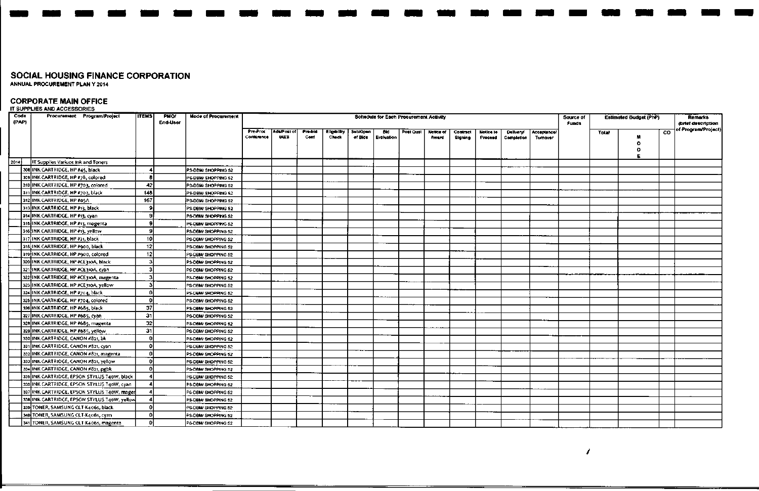# SOCIAL HOUSING FINANCE CORPORATION

**ANNUAL PROCUREMENT PLAN Y 2014**

## CORPORATE MAIN OFFICE

**IT SUPPLIES AND ACCESSORIES**

| Code (PAP) | | Procurement Program/Project | ITEMS | PMO/ End-User | Mode of Procurement | Schedule for Each Procurement Activity | | | | | | | | | | | | Source of Funds | Estimated Budget (PhP) | | | Remarks (brief description of Program/Project) |
|---|---|---|---|---|---|---|---|---|---|---|---|---|---|---|---|---|---|---|---|---|---|---|
| | | | | | | Pre-Proc Conference | Ads/Post of IAEB | Pre-bid Conf | Eligibility Check | Sub/Open of Bids | Bid Evaluation | Post Qual | Notice of Award | Contract Signing | Notice to Proceed | Delivery/ Completion | Acceptance/ Turnover | | Total | MOOE | CO | |
| 2014 | | IT Supplies Various Ink and Toners | | | | | | | | | | | | | | | | | | | | |
| | 308 | INK CARTRIDGE, HP #45, black | 4 | | PS-DBM/ SHOPPING 52 | | | | | | | | | | | | | | | | | |
| | 309 | INK CARTRIDGE, HP #78, colored | 8 | | PS-DBM/ SHOPPING 52 | | | | | | | | | | | | | | | | | |
| | 310 | INK CARTRIDGE, HP #703, colored | 42 | | PS-DBM/ SHOPPING 52 | | | | | | | | | | | | | | | | | |
| | 311 | INK CARTRIDGE, HP #703, black | 148 | | PS-DBM/ SHOPPING 52 | | | | | | | | | | | | | | | | | |
| | 312 | INK CARTRIDGE, HP #05A | 167 | | PS-DBM/ SHOPPING 52 | | | | | | | | | | | | | | | | | |
| | 313 | INK CARTRIDGE, HP #13, black | 9 | | PS-DBM/ SHOPPING 52 | | | | | | | | | | | | | | | | | |
| | 314 | INK CARTRIDGE, HP #13, cyan | 9 | | PS-DBM/ SHOPPING 52 | | | | | | | | | | | | | | | | | |
| | 315 | INK CARTRIDGE, HP #13, magenta | 9 | | PS-DBM/ SHOPPING 52 | | | | | | | | | | | | | | | | | |
| | 316 | INK CARTRIDGE, HP #13, yellow | 9 | | PS-DBM/ SHOPPING 52 | | | | | | | | | | | | | | | | | |
| | 317 | INK CARTRIDGE, HP #21, black | 10 | | PS-DBM/ SHOPPING 52 | | | | | | | | | | | | | | | | | |
| | 318 | INK CARTRIDGE, HP #900, black | 12 | | PS-DBM/ SHOPPING 52 | | | | | | | | | | | | | | | | | |
| | 319 | INK CARTRIDGE, HP #900, colored | 12 | | PS-DBM/ SHOPPING 52 | | | | | | | | | | | | | | | | | |
| | 320 | INK CARTRIDGE, HP #CE310A, black | 3 | | PS-DBM/ SHOPPING 52 | | | | | | | | | | | | | | | | | |
| | 321 | INK CARTRIDGE, HP #CE310A, cyan | 3 | | PS-DBM/ SHOPPING 52 | | | | | | | | | | | | | | | | | |
| | 322 | INK CARTRIDGE, HP #CE310A, magenta | 3 | | PS-DBM/ SHOPPING 52 | | | | | | | | | | | | | | | | | |
| | 323 | INK CARTRIDGE, HP #CE310A, yellow | 3 | | PS-DBM/ SHOPPING 52 | | | | | | | | | | | | | | | | | |
| | 324 | INK CARTRIDGE, HP #704, black | 0 | | PS-DBM/ SHOPPING 52 | | | | | | | | | | | | | | | | | |
| | 325 | INK CARTRIDGE, HP #704, colored | 0 | | PS-DBM/ SHOPPING 52 | | | | | | | | | | | | | | | | | |
| | 326 | INK CARTRIDGE, HP #685, black | 37 | | PS-DBM/ SHOPPING 52 | | | | | | | | | | | | | | | | | |
| | 327 | INK CARTRIDGE, HP #685, cyan | 31 | | PS-DBM/ SHOPPING 52 | | | | | | | | | | | | | | | | | |
| | 328 | INK CARTRIDGE, HP #685, magenta | 32 | | PS-DBM/ SHOPPING 52 | | | | | | | | | | | | | | | | | |
| | 329 | INK CARTRIDGE, HP #685, yellow | 31 | | PS-DBM/ SHOPPING 52 | | | | | | | | | | | | | | | | | |
| | 330 | INK CARTRIDGE, CANON #821, bk | 0 | | PS-DBM/ SHOPPING 52 | | | | | | | | | | | | | | | | | |
| | 331 | INK CARTRIDGE, CANON #821, cyan | 0 | | PS-DBM/ SHOPPING 52 | | | | | | | | | | | | | | | | | |
| | 332 | INK CARTRIDGE, CANON #821, magenta | 0 | | PS-DBM/ SHOPPING 52 | | | | | | | | | | | | | | | | | |
| | 333 | INK CARTRIDGE, CANON #821, yellow | 0 | | PS-DBM/ SHOPPING 52 | | | | | | | | | | | | | | | | | |
| | 334 | INK CARTRIDGE, CANON #821, pgbk | 0 | | PS-DBM/ SHOPPING 52 | | | | | | | | | | | | | | | | | |
| | 335 | INK CARTRIDGE, EPSON STYLUS T40W, black | 4 | | PS-DBM/ SHOPPING 52 | | | | | | | | | | | | | | | | | |
| | 336 | INK CARTRIDGE, EPSON STYLUS T40W, cyan | 4 | | PS-DBM/ SHOPPING 52 | | | | | | | | | | | | | | | | | |
| | 337 | INK CARTRIDGE, EPSON STYLUS T40W, mager | 4 | | PS-DBM/ SHOPPING 52 | | | | | | | | | | | | | | | | | |
| | 338 | INK CARTRIDGE, EPSON STYLUS T40W, yellow | 4 | | PS-DBM/ SHOPPING 52 | | | | | | | | | | | | | | | | | |
| | 339 | TONER, SAMSUNG CLT-K406s, black | 0 | | PS-DBM/ SHOPPING 52 | | | | | | | | | | | | | | | | | |
| | 340 | TONER, SAMSUNG CLT-K406s, cyan | 0 | | PS-DBM/ SHOPPING 52 | | | | | | | | | | | | | | | | | |
| | 341 | TONER, SAMSUNG CLT-K406s, magenta | 0 | | PS-DBM/ SHOPPING 52 | | | | | | | | | | | | | | | | | |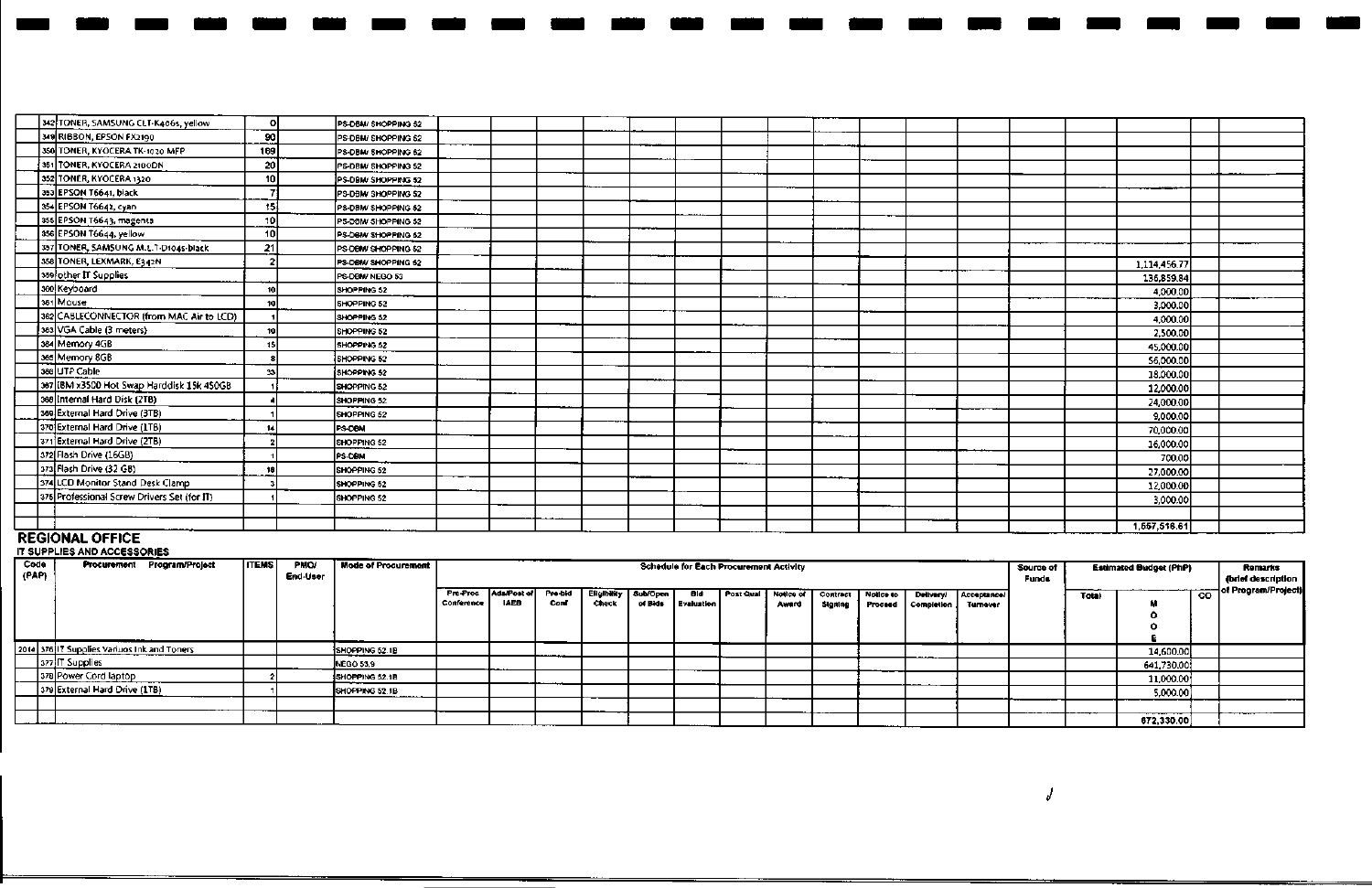| Code (PAP) | Procurement Program/Project | ITEMS | PMO/ End-User | Mode of Procurement | Pre-Proc Conference | Ads/Post of IAEB | Pre-bid Conf | Eligibility Check | Sub/Open of Bids | Bid Evaluation | Post Qual | Notice of Award | Contract Signing | Notice to Proceed | Delivery/ Completion | Acceptance/ Turnover | Source of Funds | Total | MOOE | CO | Remarks (brief description of Program/Project) |
|---|---|---|---|---|---|---|---|---|---|---|---|---|---|---|---|---|---|---|---|---|---|
| | 348 TONER, SAMSUNG CLT-K406s, yellow | 0 | | PS-DBM/ SHOPPING 52 | | | | | | | | | | | | | | | | | |
| | 349 RIBBON, EPSON FX2190 | 90 | | PS-DBM/ SHOPPING 52 | | | | | | | | | | | | | | | | | |
| | 350 TONER, KYOCERA TK-1020 MFP | 169 | | PS-DBM/ SHOPPING 52 | | | | | | | | | | | | | | | | | |
| | 351 TONER, KYOCERA 2100DN | 20 | | PS-DBM/ SHOPPING 52 | | | | | | | | | | | | | | | | | |
| | 352 TONER, KYOCERA 1320 | 10 | | PS-DBM/ SHOPPING 52 | | | | | | | | | | | | | | | | | |
| | 353 EPSON T6641, black | 7 | | PS-DBM/ SHOPPING 52 | | | | | | | | | | | | | | | | | |
| | 354 EPSON T6642, cyan | 15 | | PS-DBM/ SHOPPING 52 | | | | | | | | | | | | | | | | | |
| | 355 EPSON T6643, magenta | 10 | | PS-DBM/ SHOPPING 52 | | | | | | | | | | | | | | | | | |
| | 356 EPSON T6644, yellow | 10 | | PS-DBM/ SHOPPING 52 | | | | | | | | | | | | | | | | | |
| | 357 TONER, SAMSUNG M.L.T-D104S-black | 21 | | PS-DBM/ SHOPPING 52 | | | | | | | | | | | | | | | | | |
| | 358 TONER, LEXMARK, E342N | 2 | | PS-DBM/ SHOPPING 52 | | | | | | | | | | | | | | | 1,114,456.77 | | |
| | 359 other IT Supplies | | | PS-DBM/ NEGO 53 | | | | | | | | | | | | | | | 136,859.84 | | |
| | 360 Keyboard | 10 | | SHOPPING 52 | | | | | | | | | | | | | | | 4,000.00 | | |
| | 361 Mouse | 10 | | SHOPPING 52 | | | | | | | | | | | | | | | 3,000.00 | | |
| | 362 CABLECONNECTOR (from MAC Air to LCD) | 1 | | SHOPPING 52 | | | | | | | | | | | | | | | 4,000.00 | | |
| | 363 VGA Cable (3 meters) | 10 | | SHOPPING 52 | | | | | | | | | | | | | | | 2,500.00 | | |
| | 364 Memory 4GB | 15 | | SHOPPING 52 | | | | | | | | | | | | | | | 45,000.00 | | |
| | 365 Memory 8GB | 8 | | SHOPPING 52 | | | | | | | | | | | | | | | 56,000.00 | | |
| | 366 UTP Cable | 33 | | SHOPPING 52 | | | | | | | | | | | | | | | 18,000.00 | | |
| | 367 IBM x3500 Hot Swap Harddisk 15k 450GB | 1 | | SHOPPING 52 | | | | | | | | | | | | | | | 12,000.00 | | |
| | 368 Internal Hard Disk (2TB) | 4 | | SHOPPING 52 | | | | | | | | | | | | | | | 24,000.00 | | |
| | 369 External Hard Drive (3TB) | 1 | | SHOPPING 52 | | | | | | | | | | | | | | | 9,000.00 | | |
| | 370 External Hard Drive (1TB) | 14 | | PS-DBM | | | | | | | | | | | | | | | 70,000.00 | | |
| | 371 External Hard Drive (2TB) | 2 | | SHOPPING 52 | | | | | | | | | | | | | | | 16,000.00 | | |
| | 372 Flash Drive (16GB) | 1 | | PS-DBM | | | | | | | | | | | | | | | 700.00 | | |
| | 373 Flash Drive (32 GB) | 18 | | SHOPPING 52 | | | | | | | | | | | | | | | 27,000.00 | | |
| | 374 LCD Monitor Stand Desk Clamp | 3 | | SHOPPING 52 | | | | | | | | | | | | | | | 12,000.00 | | |
| | 375 Professional Screw Drivers Set (for IT) | 1 | | SHOPPING 52 | | | | | | | | | | | | | | | 3,000.00 | | |
| | | | | | | | | | | | | | | | | | | | | | |
| | | | | | | | | | | | | | | | | | | | 1,557,516.61 | | |

## REGIONAL OFFICE

### IT SUPPLIES AND ACCESSORIES

| Code (PAP) | Procurement Program/Project | ITEMS | PMO/ End-User | Mode of Procurement | Pre-Proc Conference | Ads/Post of IAEB | Pre-bid Conf | Eligibility Check | Sub/Open of Bids | Bid Evaluation | Post Qual | Notice of Award | Contract Signing | Notice to Proceed | Delivery/ Completion | Acceptance/ Turnover | Source of Funds | Total | MOOE | CO | Remarks (brief description of Program/Project) |
|---|---|---|---|---|---|---|---|---|---|---|---|---|---|---|---|---|---|---|---|---|---|
| 2014 | 376 IT Supplies Various Ink and Toners | | | SHOPPING 52 1B | | | | | | | | | | | | | | | 14,600.00 | | |
| | 377 IT Supplies | | | NEGO 53.9 | | | | | | | | | | | | | | | 641,730.00 | | |
| | 378 Power Cord laptop | 2 | | SHOPPING 52 1B | | | | | | | | | | | | | | | 11,000.00 | | |
| | 379 External Hard Drive (1TB) | 1 | | SHOPPING 52 1B | | | | | | | | | | | | | | | 5,000.00 | | |
| | | | | | | | | | | | | | | | | | | | | | |
| | | | | | | | | | | | | | | | | | | | 672,330.00 | | |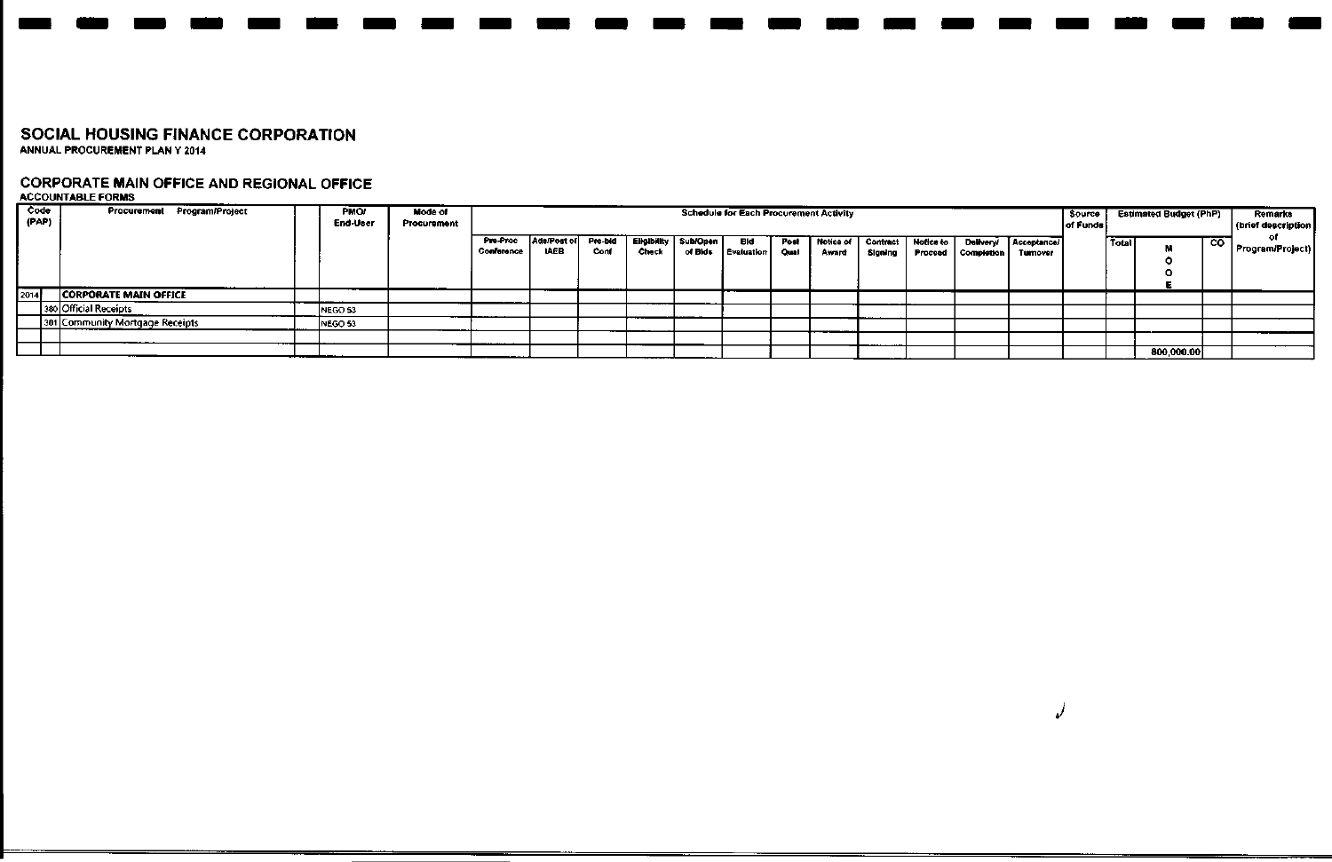## SOCIAL HOUSING FINANCE CORPORATION

ANNUAL PROCUREMENT PLAN Y 2014

## CORPORATE MAIN OFFICE AND REGIONAL OFFICE

ACCOUNTABLE FORMS

| Code (PAP) | | Procurement Program/Project | | PMO/ End-User | Mode of Procurement | Schedule for Each Procurement Activity | | | | | | | | | | | | Source of Funds | Estimated Budget (PhP) | | | Remarks (brief description of Program/Project) |
|---|---|---|---|---|---|---|---|---|---|---|---|---|---|---|---|---|---|---|---|---|---|---|
| | | | | | | Pre-Proc Conference | Ads/Post of IAEB | Pre-bid Conf | Eligibility Check | Sub/Open of Bids | Bid Evaluation | Post Qual | Notice of Award | Contract Signing | Notice to Proceed | Delivery/ Completion | Acceptance/ Turnover | | Total | MOOE | CO | |
| 2014 | | CORPORATE MAIN OFFICE | | | | | | | | | | | | | | | | | | | | |
| | 380 | Official Receipts | | NEGO 53 | | | | | | | | | | | | | | | | | | |
| | 381 | Community Mortgage Receipts | | NEGO 53 | | | | | | | | | | | | | | | | | | |
| | | | | | | | | | | | | | | | | | | | | | | |
| | | | | | | | | | | | | | | | | | | | | 800,000.00 | | |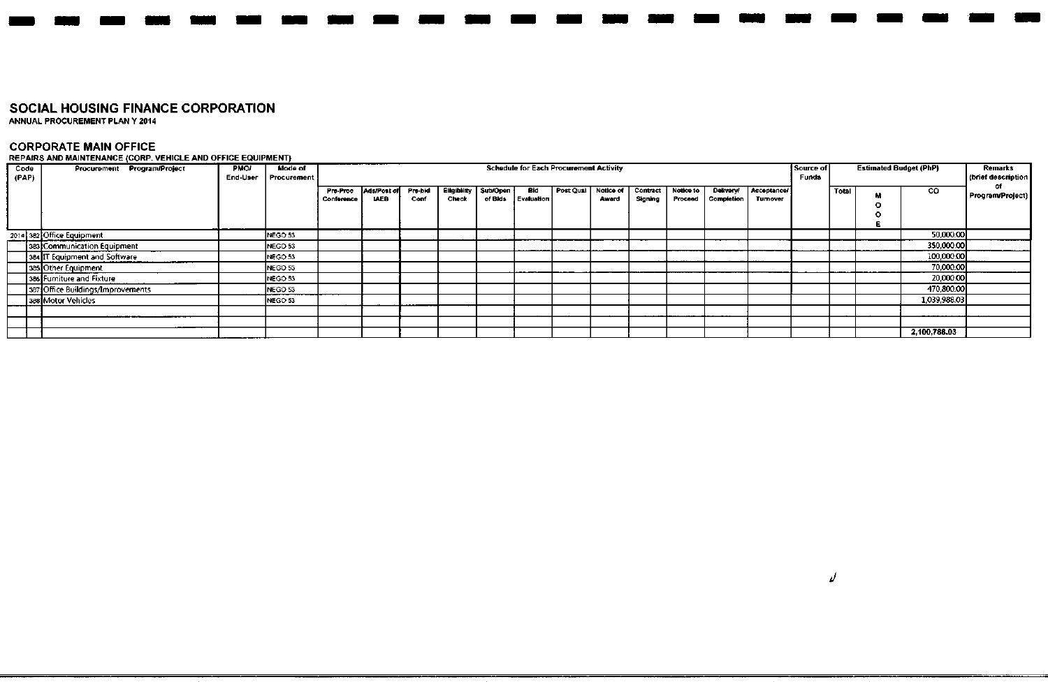# SOCIAL HOUSING FINANCE CORPORATION

**ANNUAL PROCUREMENT PLAN Y 2014**

## CORPORATE MAIN OFFICE

**REPAIRS AND MAINTENANCE (CORP. VEHICLE AND OFFICE EQUIPMENT)**

| Code (PAP) | | Procurement Program/Project | PMO/ End-User | Mode of Procurement | Schedule for Each Procurement Activity | | | | | | | | | | | | Source of Funds | Estimated Budget (PhP) | | | Remarks (brief description of Program/Project) |
|---|---|---|---|---|---|---|---|---|---|---|---|---|---|---|---|---|---|---|---|---|---|
| | | | | | Pre-Proc Conference | Ads/Post of IAEB | Pre-bid Conf | Eligibility Check | Sub/Open of Bids | Bid Evaluation | Post Qual | Notice of Award | Contract Signing | Notice to Proceed | Delivery/ Completion | Acceptance/ Turnover | | Total | MOOE | CO | |
| 2014 | 382 | Office Equipment | | NEGO 53 | | | | | | | | | | | | | | | | 50,000.00 | |
| | 383 | Communication Equipment | | NEGO 53 | | | | | | | | | | | | | | | | 350,000.00 | |
| | 384 | IT Equipment and Software | | NEGO 53 | | | | | | | | | | | | | | | | 100,000.00 | |
| | 385 | Other Equipment | | NEGO 53 | | | | | | | | | | | | | | | | 70,000.00 | |
| | 386 | Furniture and Fixture | | NEGO 53 | | | | | | | | | | | | | | | | 20,000.00 | |
| | 387 | Office Buildings/Improvements | | NEGO 53 | | | | | | | | | | | | | | | | 470,800.00 | |
| | 388 | Motor Vehicles | | NEGO 53 | | | | | | | | | | | | | | | | 1,039,988.03 | |
| | | | | | | | | | | | | | | | | | | | | | |
| | | | | | | | | | | | | | | | | | | | | | |
| | | | | | | | | | | | | | | | | | | | | 2,100,788.03 | |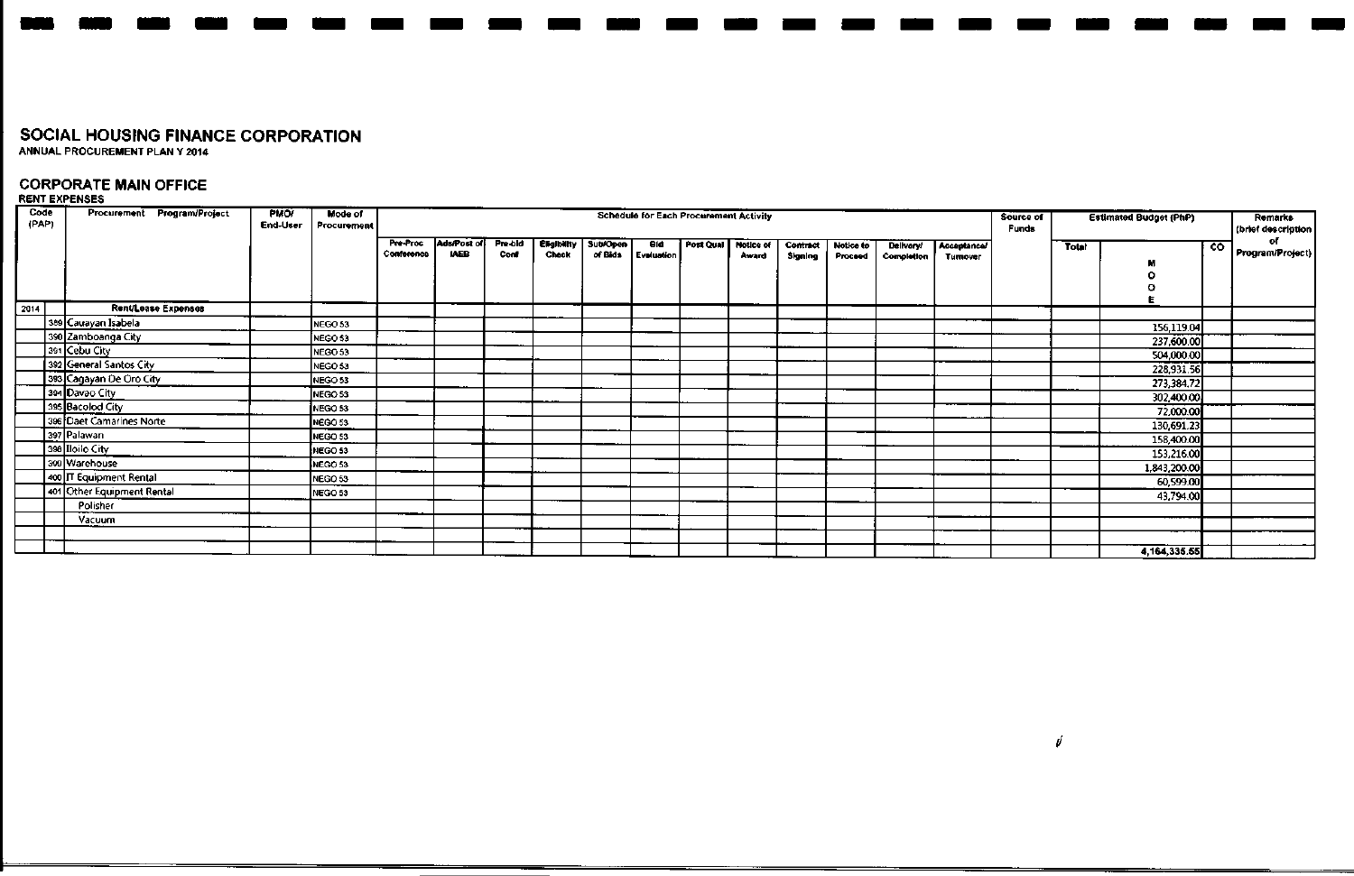# SOCIAL HOUSING FINANCE CORPORATION

ANNUAL PROCUREMENT PLAN Y 2014

## CORPORATE MAIN OFFICE

RENT EXPENSES

| Code (PAP) | | Procurement Program/Project | PMO/ End-User | Mode of Procurement | Schedule for Each Procurement Activity | | | | | | | | | | | | Source of Funds | Estimated Budget (PhP) | | | Remarks (brief description of Program/Project) |
|---|---|---|---|---|---|---|---|---|---|---|---|---|---|---|---|---|---|---|---|---|---|
| | | | | | Pre-Proc Conference | Ads/Post of IAEB | Pre-bid Conf | Eligibility Check | Sub/Open of Bids | Bid Evaluation | Post Qual | Notice of Award | Contract Signing | Notice to Proceed | Delivery/ Completion | Acceptance/ Turnover | | Total | MOOE | CO | |
| 2014 | | **Rent/Lease Expenses** | | | | | | | | | | | | | | | | | | | |
| | 389 | Cauayan Isabela | | NEGO 53 | | | | | | | | | | | | | | | 156,119.04 | | |
| | 390 | Zamboanga City | | NEGO 53 | | | | | | | | | | | | | | | 237,600.00 | | |
| | 391 | Cebu City | | NEGO 53 | | | | | | | | | | | | | | | 504,000.00 | | |
| | 392 | General Santos City | | NEGO 53 | | | | | | | | | | | | | | | 228,931.56 | | |
| | 393 | Cagayan De Oro City | | NEGO 53 | | | | | | | | | | | | | | | 273,384.72 | | |
| | 394 | Davao City | | NEGO 53 | | | | | | | | | | | | | | | 302,400.00 | | |
| | 395 | Bacolod City | | NEGO 53 | | | | | | | | | | | | | | | 72,000.00 | | |
| | 396 | Daet Camarines Norte | | NEGO 53 | | | | | | | | | | | | | | | 130,691.23 | | |
| | 397 | Palawan | | NEGO 53 | | | | | | | | | | | | | | | 158,400.00 | | |
| | 398 | Iloilo City | | NEGO 53 | | | | | | | | | | | | | | | 153,216.00 | | |
| | 399 | Warehouse | | NEGO 53 | | | | | | | | | | | | | | | 1,843,200.00 | | |
| | 400 | IT Equipment Rental | | NEGO 53 | | | | | | | | | | | | | | | 60,599.00 | | |
| | 401 | Other Equipment Rental | | NEGO 53 | | | | | | | | | | | | | | | 43,794.00 | | |
| | | Polisher | | | | | | | | | | | | | | | | | | | |
| | | Vacuum | | | | | | | | | | | | | | | | | | | |
| | | | | | | | | | | | | | | | | | | | | | |
| | | | | | | | | | | | | | | | | | | | 4,164,335.55 | | |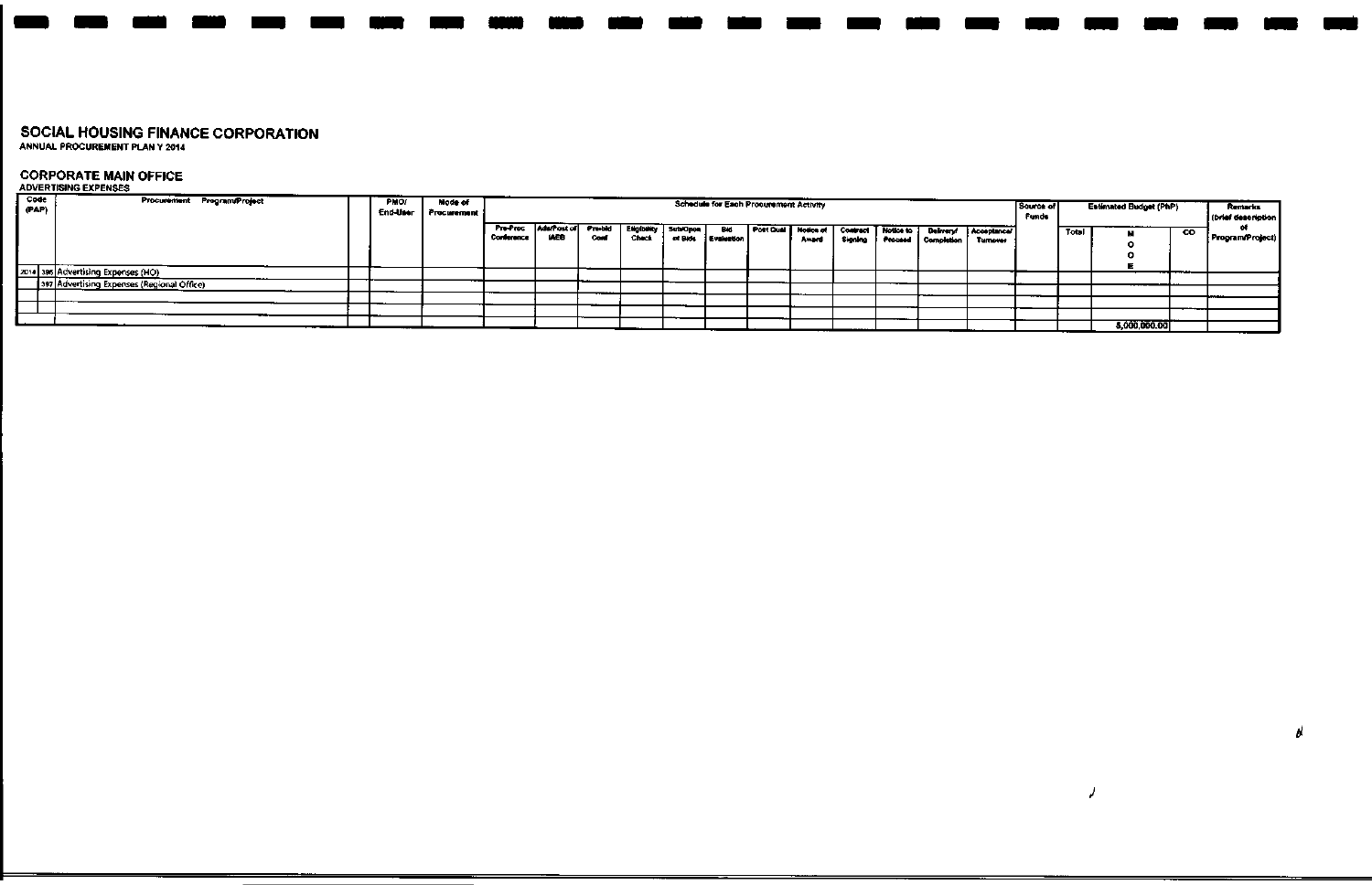# SOCIAL HOUSING FINANCE CORPORATION

**ANNUAL PROCUREMENT PLAN Y 2014**

## CORPORATE MAIN OFFICE

**ADVERTISING EXPENSES**

| Code (PAP) | | Procurement Program/Project | PMO/ End-User | Mode of Procurement | Schedule for Each Procurement Activity | | | | | | | | | | | | Source of Funds | Estimated Budget (PhP) | | | Remarks (brief description of Program/Project) |
|---|---|---|---|---|---|---|---|---|---|---|---|---|---|---|---|---|---|---|---|---|---|
| | | | | | Pre-Proc Conference | Ads/Post of IAEB | Pre-bid Conf | Eligibility Check | Sub/Open of Bids | Bid Evaluation | Post Qual | Notice of Award | Contract Signing | Notice to Proceed | Delivery/ Completion | Acceptance/ Turnover | | Total | MOOE | CO | |
| 2014 | 396 | Advertising Expenses (HO) | | | | | | | | | | | | | | | | | | | |
| | 397 | Advertising Expenses (Regional Office) | | | | | | | | | | | | | | | | | | | |
| | | | | | | | | | | | | | | | | | | | | | |
| | | | | | | | | | | | | | | | | | | | | | |
| | | | | | | | | | | | | | | | | | | | 5,000,000.00 | | |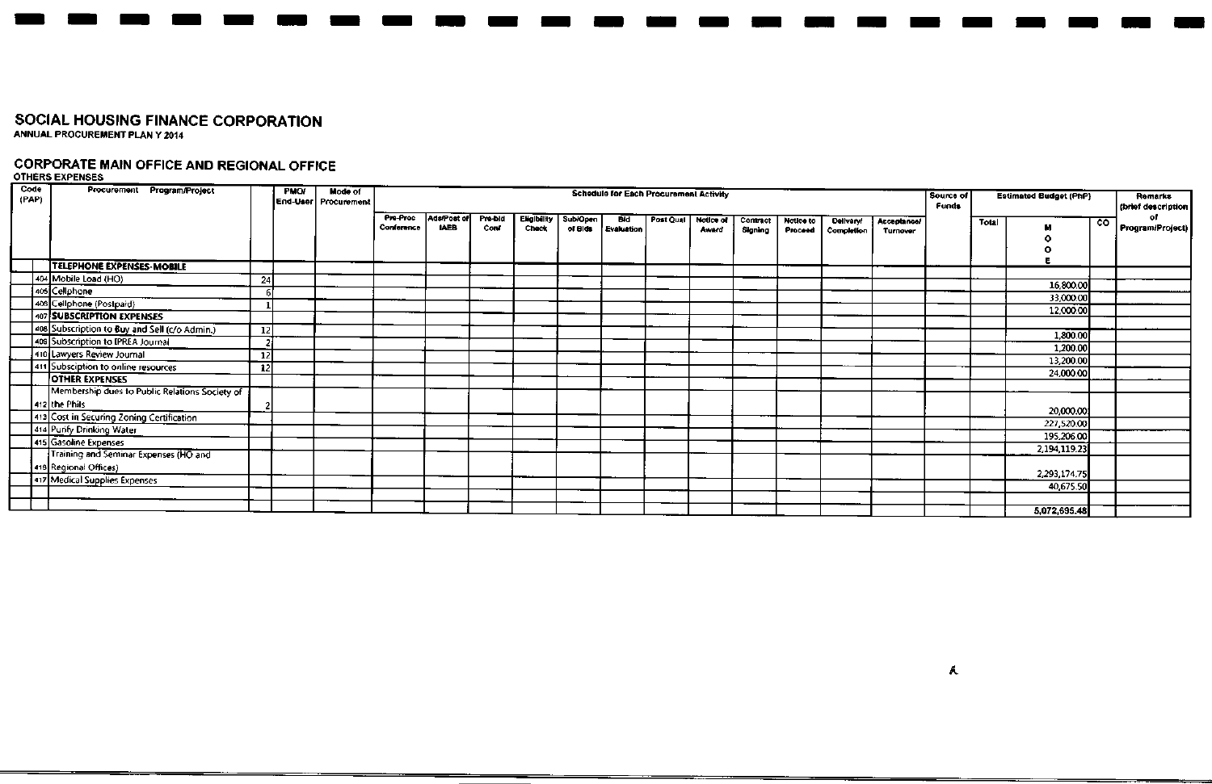# SOCIAL HOUSING FINANCE CORPORATION

**ANNUAL PROCUREMENT PLAN Y 2014**

## CORPORATE MAIN OFFICE AND REGIONAL OFFICE

**OTHERS EXPENSES**

| Code (PAP) | | Procurement Program/Project | | PMO/ End-User | Mode of Procurement | Schedule for Each Procurement Activity | | | | | | | | | | | | Source of Funds | Estimated Budget (PhP) | | | Remarks (brief description of Program/Project) |
|---|---|---|---|---|---|---|---|---|---|---|---|---|---|---|---|---|---|---|---|---|---|---|
| | | | | | | Pre-Proc Conference | Ads/Post of IAEB | Pre-bid Conf | Eligibility Check | Sub/Open of Bids | Bid Evaluation | Post Qual | Notice of Award | Contract Signing | Notice to Proceed | Delivery/ Completion | Acceptance/ Turnover | | Total | MOOE | CO | |
| | | **TELEPHONE EXPENSES-MOBILE** | | | | | | | | | | | | | | | | | | | | |
| | 404 | Mobile Load (HO) | 24 | | | | | | | | | | | | | | | | | 16,800.00 | | |
| | 405 | Cellphone | 6 | | | | | | | | | | | | | | | | | 33,000.00 | | |
| | 406 | Cellphone (Postpaid) | 1 | | | | | | | | | | | | | | | | | 12,000.00 | | |
| | 407 | **SUBSCRIPTION EXPENSES** | | | | | | | | | | | | | | | | | | | | |
| | 408 | Subscription to Buy and Sell (c/o Admin.) | 12 | | | | | | | | | | | | | | | | | 1,800.00 | | |
| | 409 | Subscription to IPREA Journal | 2 | | | | | | | | | | | | | | | | | 1,200.00 | | |
| | 410 | Lawyers Review Journal | 12 | | | | | | | | | | | | | | | | | 13,200.00 | | |
| | 411 | Subsciption to online resources | 12 | | | | | | | | | | | | | | | | | 24,000.00 | | |
| | | **OTHER EXPENSES** | | | | | | | | | | | | | | | | | | | | |
| | 412 | Membership dues to Public Relations Society of the Phils | 2 | | | | | | | | | | | | | | | | | 20,000.00 | | |
| | 413 | Cost in Securing Zoning Certification | | | | | | | | | | | | | | | | | | 227,520.00 | | |
| | 414 | Purify Drinking Water | | | | | | | | | | | | | | | | | | 195,206.00 | | |
| | 415 | Gasoline Expenses | | | | | | | | | | | | | | | | | | 2,194,119.23 | | |
| | 416 | Training and Seminar Expenses (HO and Regional Offices) | | | | | | | | | | | | | | | | | | 2,293,174.75 | | |
| | 417 | Medical Supplies Expenses | | | | | | | | | | | | | | | | | | 40,675.50 | | |
| | | | | | | | | | | | | | | | | | | | | | | |
| | | | | | | | | | | | | | | | | | | | | 5,072,695.48 | | |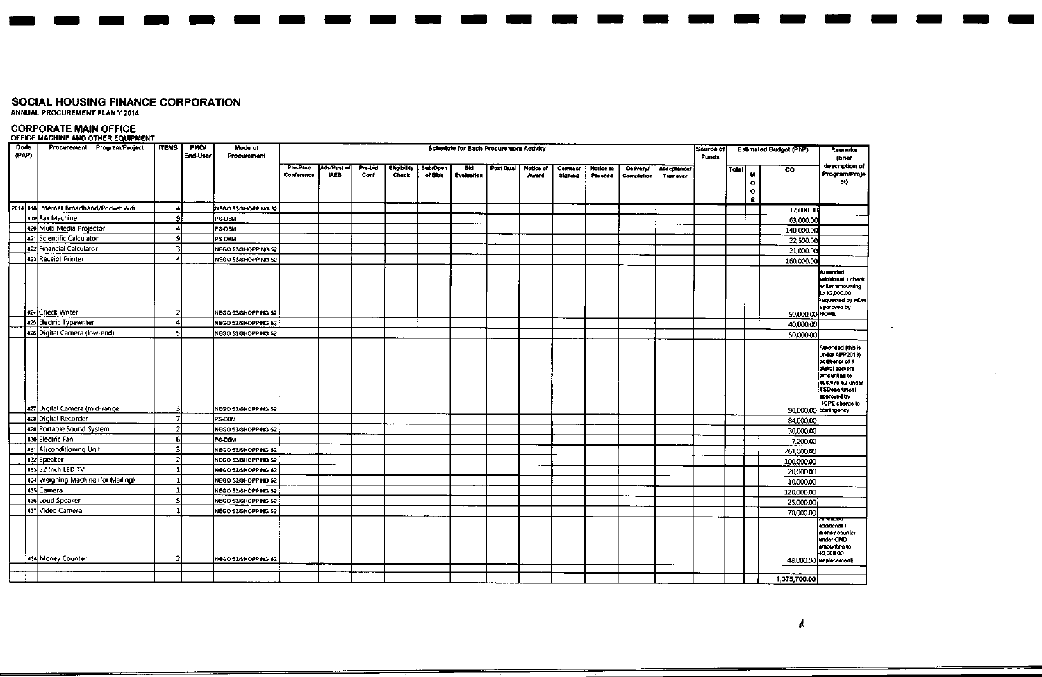# SOCIAL HOUSING FINANCE CORPORATION

ANNUAL PROCUREMENT PLAN Y 2014

## CORPORATE MAIN OFFICE

OFFICE MACHINE AND OTHER EQUIPMENT

| Code (PAP) | | Procurement Program/Project | ITEMS | PMO/ End-User | Mode of Procurement | Schedule for Each Procurement Activity | | | | | | | | | | | | Source of Funds | Estimated Budget (PhP) | | | Remarks (brief description of Program/Project) |
|---|---|---|---|---|---|---|---|---|---|---|---|---|---|---|---|---|---|---|---|---|---|---|
| | | | | | | Pre-Proc Conference | Ads/Post of IAEB | Pre-bid Conf | Eligibility Check | Sub/Open of Bids | Bid Evaluation | Post Qual | Notice of Award | Contract Signing | Notice to Proceed | Delivery/ Completion | Acceptance/ Turnover | | Total | MOOE | CO | |
| 2014 | 418 | Internet Broadband/Pocket Wifi | 4 | | NEGO 53/SHOPPING 52 | | | | | | | | | | | | | | | | 12,000.00 | |
| | 419 | Fax Machine | 9 | | PS-DBM | | | | | | | | | | | | | | | | 63,000.00 | |
| | 420 | Multi Media Projector | 4 | | PS-DBM | | | | | | | | | | | | | | | | 140,000.00 | |
| | 421 | Scientific Calculator | 9 | | PS-DBM | | | | | | | | | | | | | | | | 22,500.00 | |
| | 422 | Financial Calculator | 3 | | NEGO 53/SHOPPING 52 | | | | | | | | | | | | | | | | 21,000.00 | |
| | 423 | Receipt Printer | 4 | | NEGO 53/SHOPPING 52 | | | | | | | | | | | | | | | | 160,000.00 | |
| | 424 | Check Writer | 2 | | NEGO 53/SHOPPING 52 | | | | | | | | | | | | | | | | 50,000.00 | Amended additional 1 check writer amounting to 12,000.00 requested by HDH approved by HOPE |
| | 425 | Electric Typewriter | 4 | | NEGO 53/SHOPPING 52 | | | | | | | | | | | | | | | | 40,000.00 | |
| | 426 | Digital Camera (low-end) | 5 | | NEGO 53/SHOPPING 52 | | | | | | | | | | | | | | | | 50,000.00 | |
| | 427 | Digital Camera (mid-range | 3 | | NEGO 53/SHOPPING 52 | | | | | | | | | | | | | | | | 90,000.00 | Amended (this is under APP2013) additional of 4 digital camera amounting to 108,675.52 under TSDepartment approved by HOPE charge to contingency |
| | 428 | Digital Recorder | 7 | | PS-DBM | | | | | | | | | | | | | | | | 84,000.00 | |
| | 429 | Portable Sound System | 2 | | NEGO 53/SHOPPING 52 | | | | | | | | | | | | | | | | 30,000.00 | |
| | 430 | Electric Fan | 6 | | PS-DBM | | | | | | | | | | | | | | | | 7,200.00 | |
| | 431 | Airconditioning Unit | 3 | | NEGO 53/SHOPPING 52 | | | | | | | | | | | | | | | | 261,000.00 | |
| | 432 | Speaker | 2 | | NEGO 53/SHOPPING 52 | | | | | | | | | | | | | | | | 100,000.00 | |
| | 433 | 32 Inch LED TV | 1 | | NEGO 53/SHOPPING 52 | | | | | | | | | | | | | | | | 20,000.00 | |
| | 434 | Weighing Machine (for Mailing) | 1 | | NEGO 53/SHOPPING 52 | | | | | | | | | | | | | | | | 10,000.00 | |
| | 435 | Camera | 1 | | NEGO 53/SHOPPING 52 | | | | | | | | | | | | | | | | 120,000.00 | |
| | 436 | Loud Speaker | 5 | | NEGO 53/SHOPPING 52 | | | | | | | | | | | | | | | | 25,000.00 | |
| | 437 | Video Camera | 1 | | NEGO 53/SHOPPING 52 | | | | | | | | | | | | | | | | 70,000.00 | |
| | 438 | Money Counter | 2 | | NEGO 53/SHOPPING 52 | | | | | | | | | | | | | | | | 48,000.00 | Amended additional 1 money counter under CMD amounting to 48,000.00 (replacement) |
| | | | | | | | | | | | | | | | | | | | | | | |
| | | | | | | | | | | | | | | | | | | | | | 1,375,700.00 | |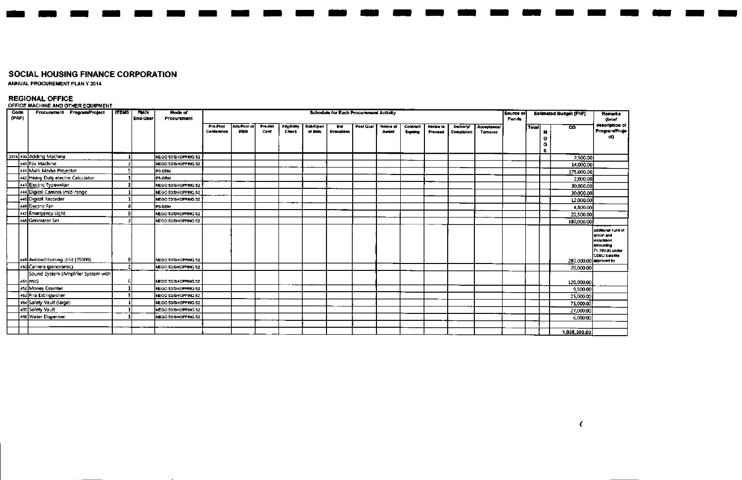# SOCIAL HOUSING FINANCE CORPORATION

**ANNUAL PROCUREMENT PLAN Y 2014**

## REGIONAL OFFICE

**OFFICE MACHINE AND OTHER EQUIPMENT**

| Code (PAP) | | Procurement Program/Project | ITEMS | PMO/ End-User | Mode of Procurement | Schedule for Each Procurement Activity | | | | | | | | | | | | Source of Funds | Estimated Budget (PhP) | | | Remarks (brief description of Program/Project) |
|---|---|---|---|---|---|---|---|---|---|---|---|---|---|---|---|---|---|---|---|---|---|---|
| | | | | | | Pre-Proc Conference | Ads/Post of IAEB | Pre-bid Conf | Eligibility Check | Sub/Open of Bids | Bid Evaluation | Post Qual | Notice of Award | Contract Signing | Notice to Proceed | Delivery/ Completion | Acceptance/ Turnover | | Total | MOOE | CO | |
| 2014 | 439 | Adding Machine | 1 | | NEGO 53/SHOPPING 52 | | | | | | | | | | | | | | | | 2,500.00 | |
| | 440 | Fax Machine | 2 | | NEGO 53/SHOPPING 52 | | | | | | | | | | | | | | | | 14,000.00 | |
| | 441 | Multi Media Projector | 5 | | PS-DBM | | | | | | | | | | | | | | | | 175,000.00 | |
| | 442 | Heavy Duty electric Calculator | 1 | | PS-DBM | | | | | | | | | | | | | | | | 2,000.00 | |
| | 443 | Electric Typewriter | 3 | | NEGO 53/SHOPPING 52 | | | | | | | | | | | | | | | | 30,000.00 | |
| | 444 | Digital Camera (mid-range | 1 | | NEGO 53/SHOPPING 52 | | | | | | | | | | | | | | | | 30,000.00 | |
| | 445 | Digital Recorder | 1 | | NEGO 53/SHOPPING 52 | | | | | | | | | | | | | | | | 12,000.00 | |
| | 446 | Electric Fan | 4 | | PS-DBM | | | | | | | | | | | | | | | | 4,800.00 | |
| | 447 | Emergency Light | 9 | | NEGO 53/SHOPPING 52 | | | | | | | | | | | | | | | | 22,500.00 | |
| | 448 | Generator Set | 3 | | NEGO 53/SHOPPING 52 | | | | | | | | | | | | | | | | 180,000.00 | |
| | 449 | Airconditioning Unit (35000) | 8 | | NEGO 53/SHOPPING 52 | | | | | | | | | | | | | | | | 280,000.00 | additional 1 unit of aircon and installation amounting 71,190.00 under CEBU Satellite approved by |
| | 450 | Camera (panoramic) | 2 | | NEGO 53/SHOPPING 52 | | | | | | | | | | | | | | | | 20,000.00 | |
| | 451 | Sound System (Amplifier System with mic) | 6 | | NEGO 53/SHOPPING 52 | | | | | | | | | | | | | | | | 120,000.00 | |
| | 452 | Money Counter | 1 | | NEGO 53/SHOPPING 52 | | | | | | | | | | | | | | | | 9,500.00 | |
| | 453 | Fire Extinguisher | 5 | | NEGO 53/SHOPPING 52 | | | | | | | | | | | | | | | | 25,000.00 | |
| | 454 | Safety Vault (large) | 1 | | NEGO 53/SHOPPING 52 | | | | | | | | | | | | | | | | 75,000.00 | |
| | 455 | Safety Vault | 1 | | NEGO 53/SHOPPING 52 | | | | | | | | | | | | | | | | 27,000.00 | |
| | 456 | Water Dispenser | 1 | | NEGO 53/SHOPPING 52 | | | | | | | | | | | | | | | | 6,000.00 | |
| | | | | | | | | | | | | | | | | | | | | | | |
| | | | | | | | | | | | | | | | | | | | | | 1,035,300.00 | |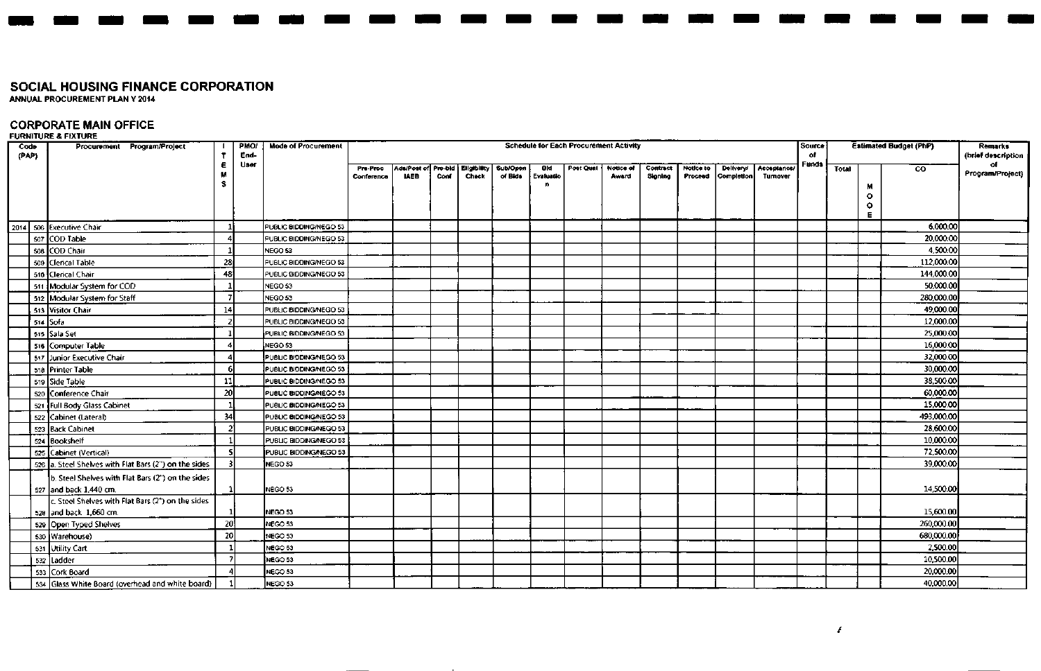# SOCIAL HOUSING FINANCE CORPORATION

ANNUAL PROCUREMENT PLAN Y 2014

## CORPORATE MAIN OFFICE

FURNITURE & FIXTURE

| Code (PAP) | | Procurement Program/Project | ITEMS | PMO/ End-User | Mode of Procurement | Schedule for Each Procurement Activity | | | | | | | | | | | | Source of Funds | Estimated Budget (PhP) | | | Remarks (brief description of Program/Project) |
|---|---|---|---|---|---|---|---|---|---|---|---|---|---|---|---|---|---|---|---|---|---|---|
| | | | | | | Pre-Proc Conference | Ads/Post of IAEB | Pre-bid Conf | Eligibility Check | Sub/Open of Bids | Bid Evaluation | Post Qual | Notice of Award | Contract Signing | Notice to Proceed | Delivery/ Completion | Acceptance/ Turnover | | Total | MOOE | CO | |
| 2014 | 506 | Executive Chair | 1 | | PUBLIC BIDDING/NEGO 53 | | | | | | | | | | | | | | | | 6,000.00 | |
| | 507 | COD Table | 4 | | PUBLIC BIDDING/NEGO 53 | | | | | | | | | | | | | | | | 20,000.00 | |
| | 508 | COD Chair | 1 | | NEGO 53 | | | | | | | | | | | | | | | | 4,500.00 | |
| | 509 | Clerical Table | 28 | | PUBLIC BIDDING/NEGO 53 | | | | | | | | | | | | | | | | 112,000.00 | |
| | 510 | Clerical Chair | 48 | | PUBLIC BIDDING/NEGO 53 | | | | | | | | | | | | | | | | 144,000.00 | |
| | 511 | Modular System for COD | 1 | | NEGO 53 | | | | | | | | | | | | | | | | 50,000.00 | |
| | 512 | Modular System for Staff | 7 | | NEGO 53 | | | | | | | | | | | | | | | | 280,000.00 | |
| | 513 | Visitor Chair | 14 | | PUBLIC BIDDING/NEGO 53 | | | | | | | | | | | | | | | | 49,000.00 | |
| | 514 | Sofa | 2 | | PUBLIC BIDDING/NEGO 53 | | | | | | | | | | | | | | | | 12,000.00 | |
| | 515 | Sala Set | 1 | | PUBLIC BIDDING/NEGO 53 | | | | | | | | | | | | | | | | 25,000.00 | |
| | 516 | Computer Table | 4 | | NEGO 53 | | | | | | | | | | | | | | | | 16,000.00 | |
| | 517 | Junior Executive Chair | 4 | | PUBLIC BIDDING/NEGO 53 | | | | | | | | | | | | | | | | 32,000.00 | |
| | 518 | Printer Table | 6 | | PUBLIC BIDDING/NEGO 53 | | | | | | | | | | | | | | | | 30,000.00 | |
| | 519 | Side Table | 11 | | PUBLIC BIDDING/NEGO 53 | | | | | | | | | | | | | | | | 38,500.00 | |
| | 520 | Conference Chair | 20 | | PUBLIC BIDDING/NEGO 53 | | | | | | | | | | | | | | | | 60,000.00 | |
| | 521 | Full Body Glass Cabinet | 1 | | PUBLIC BIDDING/NEGO 53 | | | | | | | | | | | | | | | | 15,000.00 | |
| | 522 | Cabinet (Lateral) | 34 | | PUBLIC BIDDING/NEGO 53 | | | | | | | | | | | | | | | | 493,000.00 | |
| | 523 | Back Cabinet | 2 | | PUBLIC BIDDING/NEGO 53 | | | | | | | | | | | | | | | | 28,600.00 | |
| | 524 | Bookshelf | 1 | | PUBLIC BIDDING/NEGO 53 | | | | | | | | | | | | | | | | 10,000.00 | |
| | 525 | Cabinet (Vertical) | 5 | | PUBLIC BIDDING/NEGO 53 | | | | | | | | | | | | | | | | 72,500.00 | |
| | 526 | a. Steel Shelves with Flat Bars (2") on the sides | 3 | | NEGO 53 | | | | | | | | | | | | | | | | 39,000.00 | |
| | 527 | b. Steel Shelves with Flat Bars (2") on the sides and back 1,440 cm. | 1 | | NEGO 53 | | | | | | | | | | | | | | | | 14,500.00 | |
| | 528 | c. Steel Shelves with Flat Bars (2") on the sides and back 1,660 cm. | 1 | | NEGO 53 | | | | | | | | | | | | | | | | 15,600.00 | |
| | 529 | Open Typed Shelves | 20 | | NEGO 53 | | | | | | | | | | | | | | | | 260,000.00 | |
| | 530 | Warehouse) | 20 | | NEGO 53 | | | | | | | | | | | | | | | | 680,000.00 | |
| | 531 | Utility Cart | 1 | | NEGO 53 | | | | | | | | | | | | | | | | 2,500.00 | |
| | 532 | Ladder | 7 | | NEGO 53 | | | | | | | | | | | | | | | | 10,500.00 | |
| | 533 | Cork Board | 4 | | NEGO 53 | | | | | | | | | | | | | | | | 20,000.00 | |
| | 534 | Glass White Board (overhead and white board) | 1 | | NEGO 53 | | | | | | | | | | | | | | | | 40,000.00 | |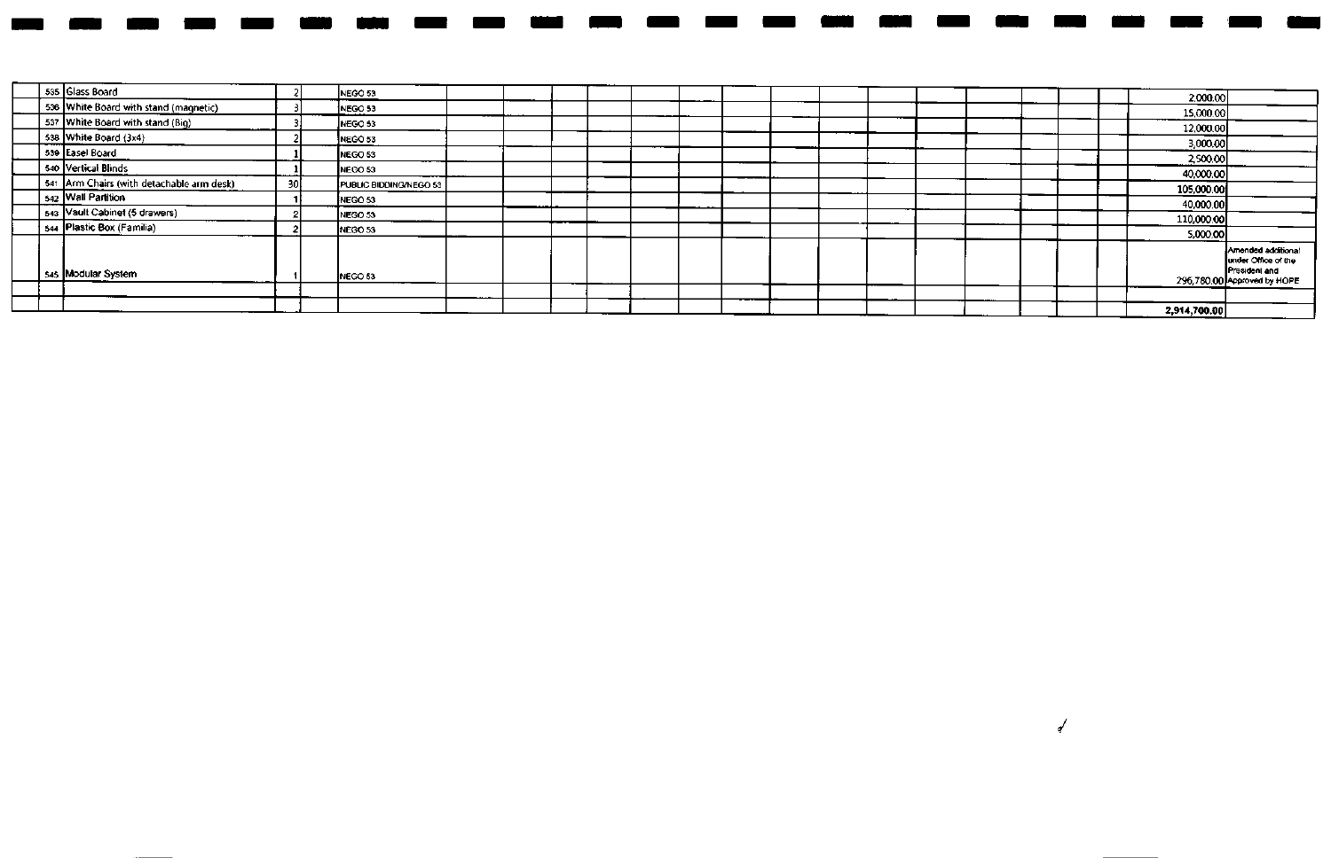| | | | | | | | | | | | | | | | | | | | | | | |
|---|---|---|---|---|---|---|---|---|---|---|---|---|---|---|---|---|---|---|---|---|---|---|
| | 535 | Glass Board | 2 | | NEGO 53 | | | | | | | | | | | | | | | | 2,000.00 | |
| | 536 | White Board with stand (magnetic) | 3 | | NEGO 53 | | | | | | | | | | | | | | | | 15,000.00 | |
| | 537 | White Board with stand (Big) | 3 | | NEGO 53 | | | | | | | | | | | | | | | | 12,000.00 | |
| | 538 | White Board (3x4) | 2 | | NEGO 53 | | | | | | | | | | | | | | | | 3,000.00 | |
| | 539 | Easel Board | 1 | | NEGO 53 | | | | | | | | | | | | | | | | 2,500.00 | |
| | 540 | Vertical Blinds | 1 | | NEGO 53 | | | | | | | | | | | | | | | | 40,000.00 | |
| | 541 | Arm Chairs (with detachable arm desk) | 30 | | PUBLIC BIDDING/NEGO 53 | | | | | | | | | | | | | | | | 105,000.00 | |
| | 542 | Wall Partition | 1 | | NEGO 53 | | | | | | | | | | | | | | | | 40,000.00 | |
| | 543 | Vault Cabinet (5 drawers) | 2 | | NEGO 53 | | | | | | | | | | | | | | | | 110,000.00 | |
| | 544 | Plastic Box (Familia) | 2 | | NEGO 53 | | | | | | | | | | | | | | | | 5,000.00 | |
| | 545 | Modular System | 1 | | NEGO 53 | | | | | | | | | | | | | | | | 296,780.00 | Amended additional under Office of the President and Approved by HOPE |
| | | | | | | | | | | | | | | | | | | | | | | |
| | | | | | | | | | | | | | | | | | | | | | 2,914,700.00 | |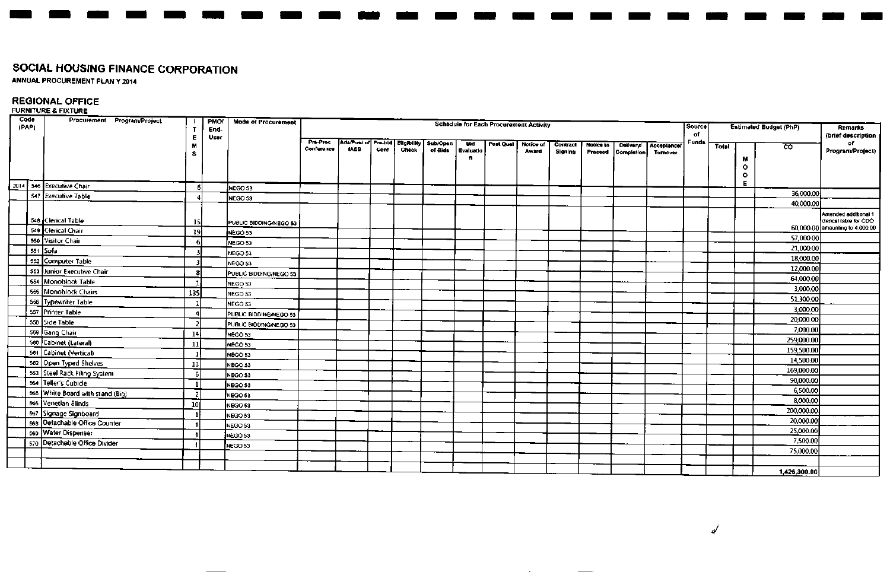# SOCIAL HOUSING FINANCE CORPORATION

**ANNUAL PROCUREMENT PLAN Y 2014**

## REGIONAL OFFICE

**FURNITURE & FIXTURE**

| Code (PAP) | | Procurement Program/Project | ITEMS | PMO/ End-User | Mode of Procurement | Schedule for Each Procurement Activity | | | | | | | | | | | | Source of Funds | Estimated Budget (PhP) | | | Remarks (brief description of Program/Project) |
|---|---|---|---|---|---|---|---|---|---|---|---|---|---|---|---|---|---|---|---|---|---|---|
| | | | | | | Pre-Proc Conference | Ads/Post of IAEB | Pre-bid Conf | Eligibility Check | Sub/Open of Bids | Bid Evaluation | Post Qual | Notice of Award | Contract Signing | Notice to Proceed | Delivery/ Completion | Acceptance/ Turnover | | Total | MOOE | CO | |
| 2014 | 546 | Executive Chair | 6 | | NEGO 53 | | | | | | | | | | | | | | | | 36,000.00 | |
| | 547 | Executive Table | 4 | | NEGO 53 | | | | | | | | | | | | | | | | 40,000.00 | |
| | 548 | Clerical Table | 15 | | PUBLIC BIDDING/NEGO 53 | | | | | | | | | | | | | | | | 60,000.00 | Amended additional 1 clerical table for CDO amounting to 4,000.00 |
| | 549 | Clerical Chair | 19 | | NEGO 53 | | | | | | | | | | | | | | | | 57,000.00 | |
| | 550 | Visitor Chair | 6 | | NEGO 53 | | | | | | | | | | | | | | | | 21,000.00 | |
| | 551 | Sofa | 3 | | NEGO 53 | | | | | | | | | | | | | | | | 18,000.00 | |
| | 552 | Computer Table | 3 | | NEGO 53 | | | | | | | | | | | | | | | | 12,000.00 | |
| | 553 | Junior Executive Chair | 8 | | PUBLIC BIDDING/NEGO 53 | | | | | | | | | | | | | | | | 64,000.00 | |
| | 554 | Monoblock Table | 1 | | NEGO 53 | | | | | | | | | | | | | | | | 3,000.00 | |
| | 555 | Monoblock Chairs | 135 | | NEGO 53 | | | | | | | | | | | | | | | | 51,300.00 | |
| | 556 | Typewriter Table | 1 | | NEGO 53 | | | | | | | | | | | | | | | | 3,000.00 | |
| | 557 | Printer Table | 4 | | PUBLIC BIDDING/NEGO 53 | | | | | | | | | | | | | | | | 20,000.00 | |
| | 558 | Side Table | 2 | | PUBLIC BIDDING/NEGO 53 | | | | | | | | | | | | | | | | 7,000.00 | |
| | 559 | Gang Chair | 14 | | NEGO 53 | | | | | | | | | | | | | | | | 259,000.00 | |
| | 560 | Cabinet (Lateral) | 11 | | NEGO 53 | | | | | | | | | | | | | | | | 159,500.00 | |
| | 561 | Cabinet (Vertical) | 1 | | NEGO 53 | | | | | | | | | | | | | | | | 14,500.00 | |
| | 562 | Open Typed Shelves | 13 | | NEGO 53 | | | | | | | | | | | | | | | | 169,000.00 | |
| | 563 | Steel Rack Filing System | 6 | | NEGO 53 | | | | | | | | | | | | | | | | 90,000.00 | |
| | 564 | Teller's Cubicle | 1 | | NEGO 53 | | | | | | | | | | | | | | | | 6,500.00 | |
| | 565 | White Board with stand (Big) | 2 | | NEGO 53 | | | | | | | | | | | | | | | | 8,000.00 | |
| | 566 | Venetian Blinds | 10 | | NEGO 53 | | | | | | | | | | | | | | | | 200,000.00 | |
| | 567 | Signage Signboard | 1 | | NEGO 53 | | | | | | | | | | | | | | | | 20,000.00 | |
| | 568 | Detachable Office Counter | 1 | | NEGO 53 | | | | | | | | | | | | | | | | 25,000.00 | |
| | 569 | Water Dispenser | 1 | | NEGO 53 | | | | | | | | | | | | | | | | 7,500.00 | |
| | 570 | Detachable Office Divider | 1 | | NEGO 53 | | | | | | | | | | | | | | | | 75,000.00 | |
| | | | | | | | | | | | | | | | | | | | | | | |
| | | | | | | | | | | | | | | | | | | | | | 1,426,300.00 | |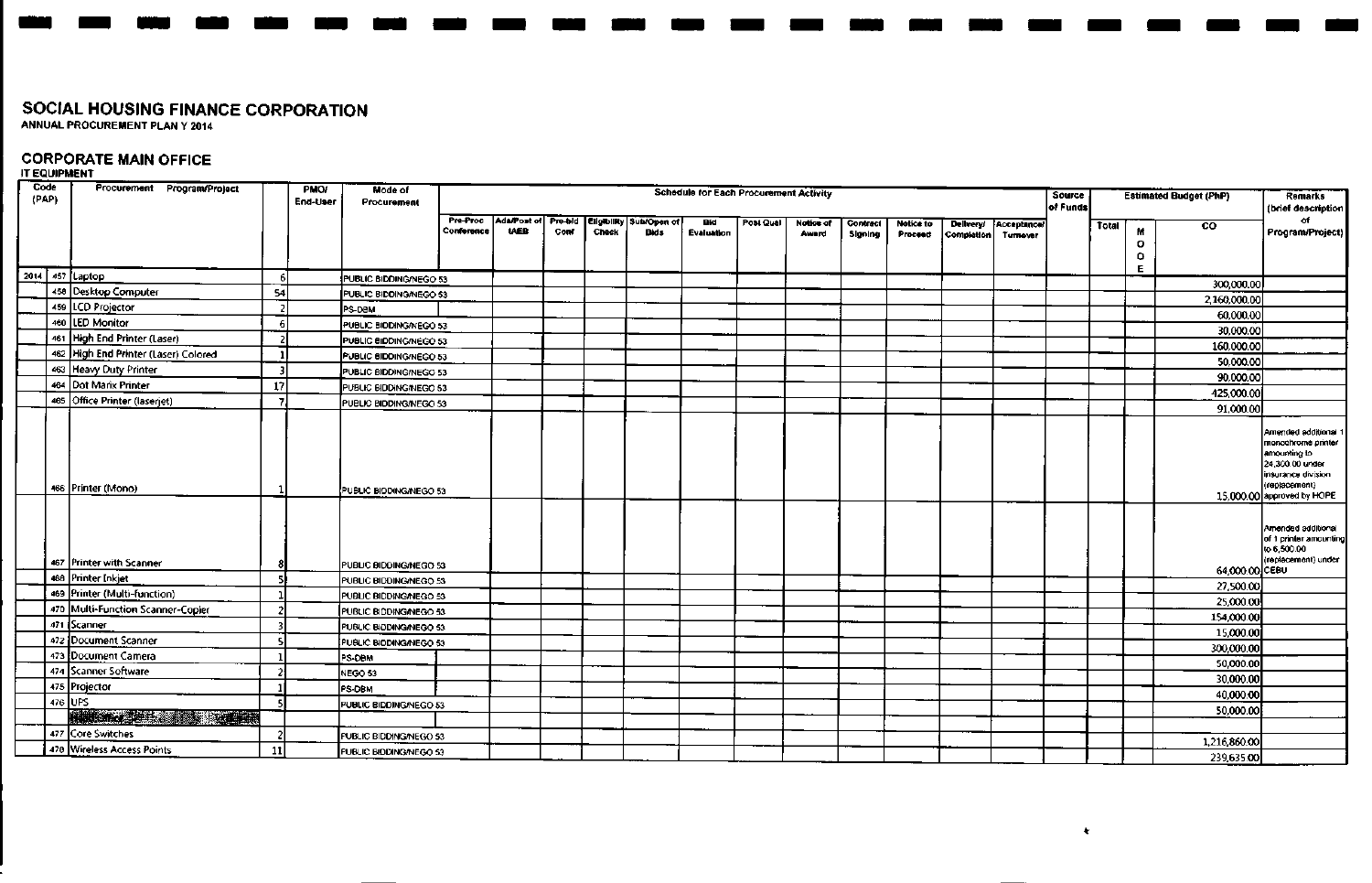# SOCIAL HOUSING FINANCE CORPORATION

ANNUAL PROCUREMENT PLAN Y 2014

## CORPORATE MAIN OFFICE

IT EQUIPMENT

| Code (PAP) | | Procurement Program/Project | | PMO/ End-User | Mode of Procurement | Schedule for Each Procurement Activity | | | | | | | | | | | | Source of Funds | Estimated Budget (PhP) | | | Remarks (brief description of Program/Project) |
|---|---|---|---|---|---|---|---|---|---|---|---|---|---|---|---|---|---|---|---|---|---|---|
| | | | | | | Pre-Proc Conference | Ads/Post of IAEB | Pre-bid Conf | Eligibility Check | Sub/Open of Bids | Bid Evaluation | Post Qual | Notice of Award | Contract Signing | Notice to Proceed | Delivery/ Completion | Acceptance/ Turnover | | Total | MOOE | CO | |
| 2014 | 457 | Laptop | 6 | | PUBLIC BIDDING/NEGO 53 | | | | | | | | | | | | | | | | 300,000.00 | |
| | 458 | Desktop Computer | 54 | | PUBLIC BIDDING/NEGO 53 | | | | | | | | | | | | | | | | 2,160,000.00 | |
| | 459 | LCD Projector | 2 | | PS-DBM | | | | | | | | | | | | | | | | 60,000.00 | |
| | 460 | LED Monitor | 6 | | PUBLIC BIDDING/NEGO 53 | | | | | | | | | | | | | | | | 30,000.00 | |
| | 461 | High End Printer (Laser) | 2 | | PUBLIC BIDDING/NEGO 53 | | | | | | | | | | | | | | | | 160,000.00 | |
| | 462 | High End Printer (Laser) Colored | 1 | | PUBLIC BIDDING/NEGO 53 | | | | | | | | | | | | | | | | 50,000.00 | |
| | 463 | Heavy Duty Printer | 3 | | PUBLIC BIDDING/NEGO 53 | | | | | | | | | | | | | | | | 90,000.00 | |
| | 464 | Dot Matrix Printer | 17 | | PUBLIC BIDDING/NEGO 53 | | | | | | | | | | | | | | | | 425,000.00 | |
| | 465 | Office Printer (laserjet) | 7 | | PUBLIC BIDDING/NEGO 53 | | | | | | | | | | | | | | | | 91,000.00 | |
| | 466 | Printer (Mono) | 1 | | PUBLIC BIDDING/NEGO 53 | | | | | | | | | | | | | | | | 15,000.00 | Amended additional 1 monochrome printer amounting to 24,300.00 under insurance division (replacement) approved by HOPE |
| | 467 | Printer with Scanner | 8 | | PUBLIC BIDDING/NEGO 53 | | | | | | | | | | | | | | | | 64,000.00 | Amended additional of 1 printer amounting to 6,500.00 (replacement) under CEBU |
| | 468 | Printer Inkjet | 5 | | PUBLIC BIDDING/NEGO 53 | | | | | | | | | | | | | | | | 27,500.00 | |
| | 469 | Printer (Multi-function) | 1 | | PUBLIC BIDDING/NEGO 53 | | | | | | | | | | | | | | | | 25,000.00 | |
| | 470 | Multi-Function Scanner-Copier | 2 | | PUBLIC BIDDING/NEGO 53 | | | | | | | | | | | | | | | | 154,000.00 | |
| | 471 | Scanner | 3 | | PUBLIC BIDDING/NEGO 53 | | | | | | | | | | | | | | | | 15,000.00 | |
| | 472 | Document Scanner | 5 | | PUBLIC BIDDING/NEGO 53 | | | | | | | | | | | | | | | | 300,000.00 | |
| | 473 | Document Camera | 1 | | PS-DBM | | | | | | | | | | | | | | | | 50,000.00 | |
| | 474 | Scanner Software | 2 | | NEGO 53 | | | | | | | | | | | | | | | | 30,000.00 | |
| | 475 | Projector | 1 | | PS-DBM | | | | | | | | | | | | | | | | 40,000.00 | |
| | 476 | UPS | 5 | | PUBLIC BIDDING/NEGO 53 | | | | | | | | | | | | | | | | 50,000.00 | |
| | | | | | | | | | | | | | | | | | | | | | | |
| | 477 | Core Switches | 2 | | PUBLIC BIDDING/NEGO 53 | | | | | | | | | | | | | | | | 1,216,860.00 | |
| | 478 | Wireless Access Points | 11 | | PUBLIC BIDDING/NEGO 53 | | | | | | | | | | | | | | | | 239,635.00 | |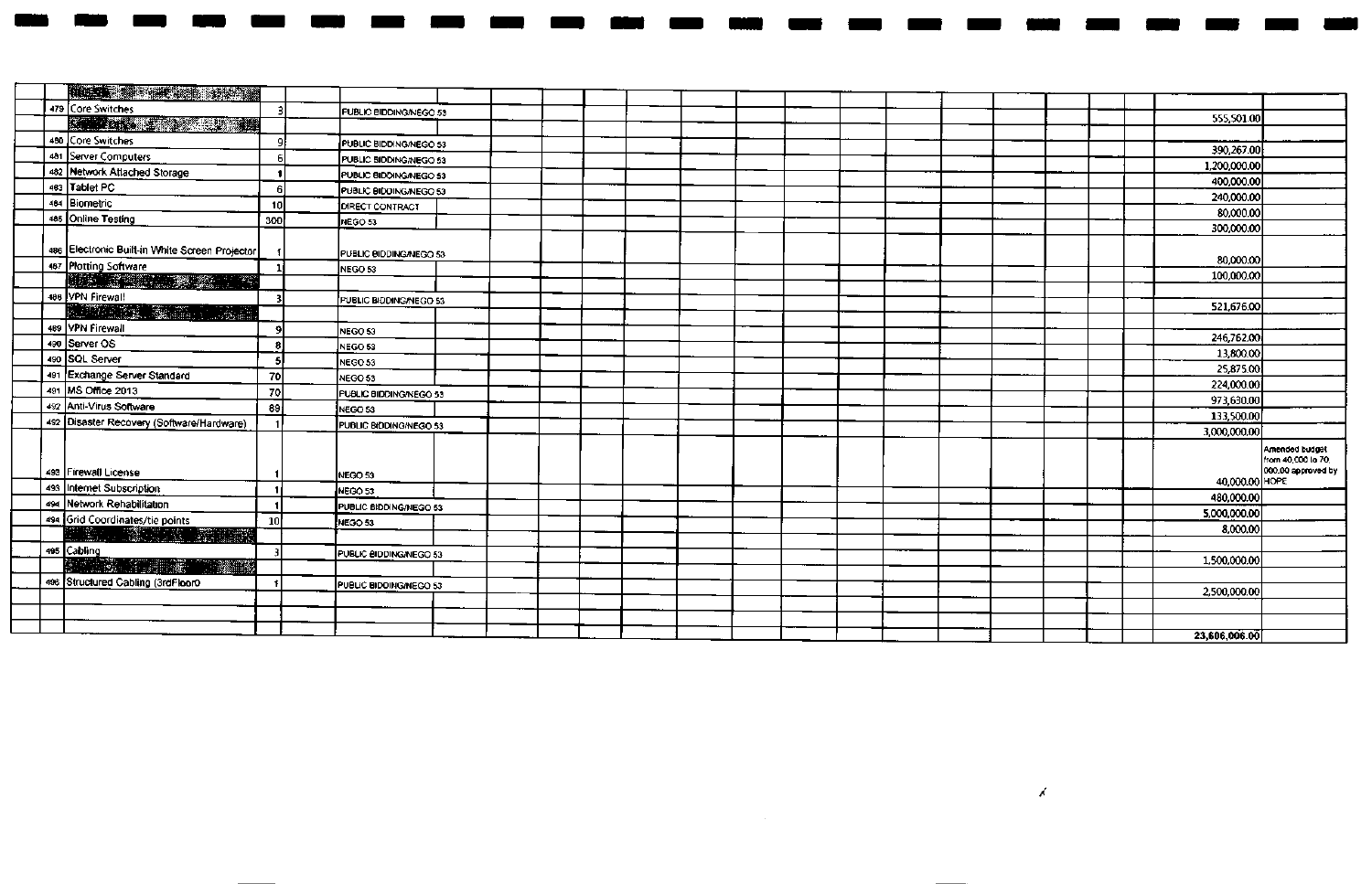| | | | | | | | | | | | | | | | | | | | | | | |
|---|---|---|---|---|---|---|---|---|---|---|---|---|---|---|---|---|---|---|---|---|---|---|
| | | | | | | | | | | | | | | | | | | | | | | |
| 479 | Core Switches | 3 | | PUBLIC BIDDING/NEGO 53 | | | | | | | | | | | | | | | | | 555,501.00 | |
| | | | | | | | | | | | | | | | | | | | | | | |
| 480 | Core Switches | 9 | | PUBLIC BIDDING/NEGO 53 | | | | | | | | | | | | | | | | | 390,267.00 | |
| 481 | Server Computers | 6 | | PUBLIC BIDDING/NEGO 53 | | | | | | | | | | | | | | | | | 1,200,000.00 | |
| 482 | Network Attached Storage | 1 | | PUBLIC BIDDING/NEGO 53 | | | | | | | | | | | | | | | | | 400,000.00 | |
| 483 | Tablet PC | 6 | | PUBLIC BIDDING/NEGO 53 | | | | | | | | | | | | | | | | | 240,000.00 | |
| 484 | Biometric | 10 | | DIRECT CONTRACT | | | | | | | | | | | | | | | | | 80,000.00 | |
| 485 | Online Testing | 300 | | NEGO 53 | | | | | | | | | | | | | | | | | 300,000.00 | |
| 486 | Electronic Built-in White Screen Projector | 1 | | PUBLIC BIDDING/NEGO 53 | | | | | | | | | | | | | | | | | 80,000.00 | |
| 487 | Plotting Software | 1 | | NEGO 53 | | | | | | | | | | | | | | | | | 100,000.00 | |
| | | | | | | | | | | | | | | | | | | | | | | |
| 488 | VPN Firewall | 3 | | PUBLIC BIDDING/NEGO 53 | | | | | | | | | | | | | | | | | 521,676.00 | |
| | | | | | | | | | | | | | | | | | | | | | | |
| 489 | VPN Firewall | 9 | | NEGO 53 | | | | | | | | | | | | | | | | | 246,762.00 | |
| 490 | Server OS | 8 | | NEGO 53 | | | | | | | | | | | | | | | | | 13,800.00 | |
| 490 | SQL Server | 5 | | NEGO 53 | | | | | | | | | | | | | | | | | 25,875.00 | |
| 491 | Exchange Server Standard | 70 | | NEGO 53 | | | | | | | | | | | | | | | | | 224,000.00 | |
| 491 | MS Office 2013 | 70 | | PUBLIC BIDDING/NEGO 53 | | | | | | | | | | | | | | | | | 973,630.00 | |
| 492 | Anti-Virus Software | 89 | | NEGO 53 | | | | | | | | | | | | | | | | | 133,500.00 | |
| 492 | Disaster Recovery (Software/Hardware) | 1 | | PUBLIC BIDDING/NEGO 53 | | | | | | | | | | | | | | | | | 3,000,000.00 | |
| 493 | Firewall License | 1 | | NEGO 53 | | | | | | | | | | | | | | | | | 40,000.00 | Amended budget from 40,000 to 70,000.00 approved by HOPE |
| 493 | Internet Subscription | 1 | | NEGO 53 | | | | | | | | | | | | | | | | | 480,000.00 | |
| 494 | Network Rehabilitation | 1 | | PUBLIC BIDDING/NEGO 53 | | | | | | | | | | | | | | | | | 5,000,000.00 | |
| 494 | Grid Coordinates/tie points | 10 | | NEGO 53 | | | | | | | | | | | | | | | | | 8,000.00 | |
| | | | | | | | | | | | | | | | | | | | | | | |
| 495 | Cabling | 3 | | PUBLIC BIDDING/NEGO 53 | | | | | | | | | | | | | | | | | 1,500,000.00 | |
| | | | | | | | | | | | | | | | | | | | | | | |
| 496 | Structured Cabling (3rdFlooro | 1 | | PUBLIC BIDDING/NEGO 53 | | | | | | | | | | | | | | | | | 2,500,000.00 | |
| | | | | | | | | | | | | | | | | | | | | | | |
| | | | | | | | | | | | | | | | | | | | | | 23,606,006.00 | |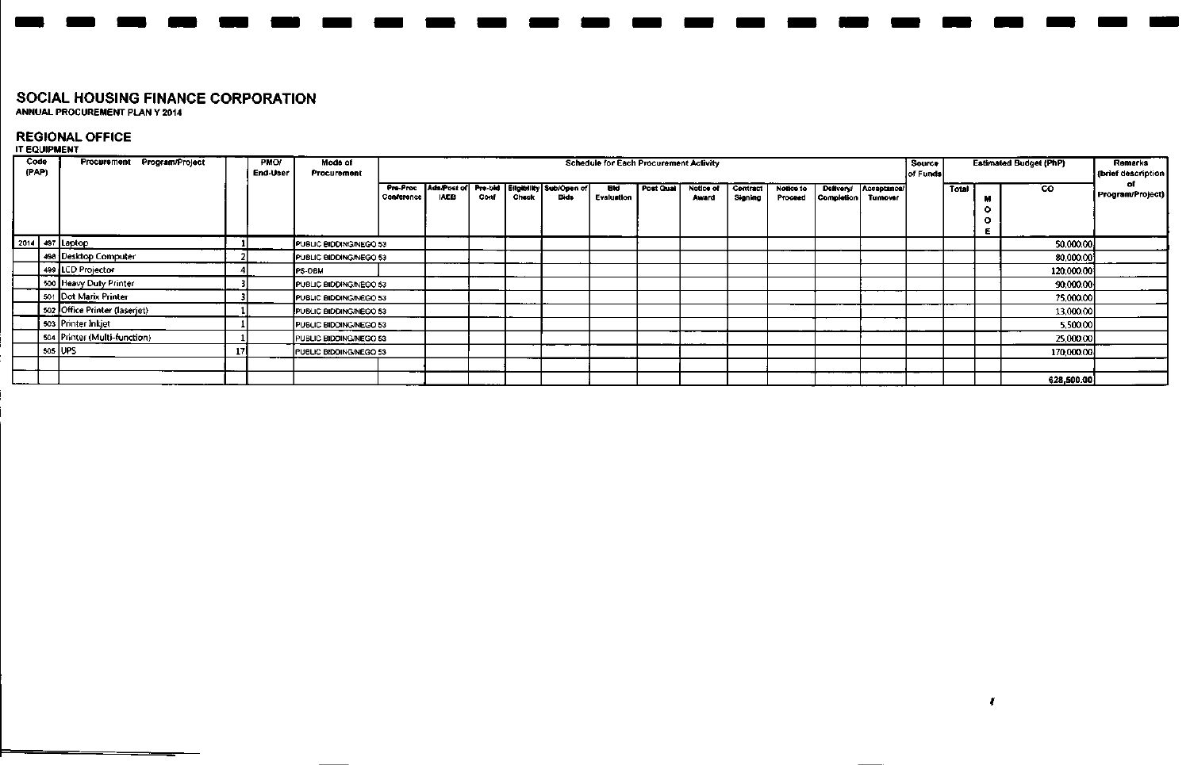## SOCIAL HOUSING FINANCE CORPORATION

**ANNUAL PROCUREMENT PLAN Y 2014**

### REGIONAL OFFICE

**IT EQUIPMENT**

| Code (PAP) | | Procurement Program/Project | | PMO/ End-User | Mode of Procurement | Schedule for Each Procurement Activity | | | | | | | | | | | | Source of Funds | Estimated Budget (PhP) | | | Remarks (brief description of Program/Project) |
|---|---|---|---|---|---|---|---|---|---|---|---|---|---|---|---|---|---|---|---|---|---|---|
| | | | | | | Pre-Proc Conference | Ads/Post of IAEB | Pre-bid Conf | Eligibility Check | Sub/Open of Bids | Bid Evaluation | Post Qual | Notice of Award | Contract Signing | Notice to Proceed | Delivery/ Completion | Acceptance/ Turnover | | Total | MOOE | CO | |
| 2014 | 497 | Laptop | 1 | | PUBLIC BIDDING/NEGO 53 | | | | | | | | | | | | | | | | 50,000.00 | |
| | 498 | Desktop Computer | 2 | | PUBLIC BIDDING/NEGO 53 | | | | | | | | | | | | | | | | 80,000.00 | |
| | 499 | LCD Projector | 4 | | PS-DBM | | | | | | | | | | | | | | | | 120,000.00 | |
| | 500 | Heavy Duty Printer | 3 | | PUBLIC BIDDING/NEGO 53 | | | | | | | | | | | | | | | | 90,000.00 | |
| | 501 | Dot Marix Printer | 3 | | PUBLIC BIDDING/NEGO 53 | | | | | | | | | | | | | | | | 75,000.00 | |
| | 502 | Office Printer (laserjet) | 1 | | PUBLIC BIDDING/NEGO 53 | | | | | | | | | | | | | | | | 13,000.00 | |
| | 503 | Printer Inkjet | 1 | | PUBLIC BIDDING/NEGO 53 | | | | | | | | | | | | | | | | 5,500.00 | |
| | 504 | Printer (Multi-function) | 1 | | PUBLIC BIDDING/NEGO 53 | | | | | | | | | | | | | | | | 25,000.00 | |
| | 505 | UPS | 17 | | PUBLIC BIDDING/NEGO 53 | | | | | | | | | | | | | | | | 170,000.00 | |
| | | | | | | | | | | | | | | | | | | | | | | |
| | | | | | | | | | | | | | | | | | | | | | 628,500.00 | |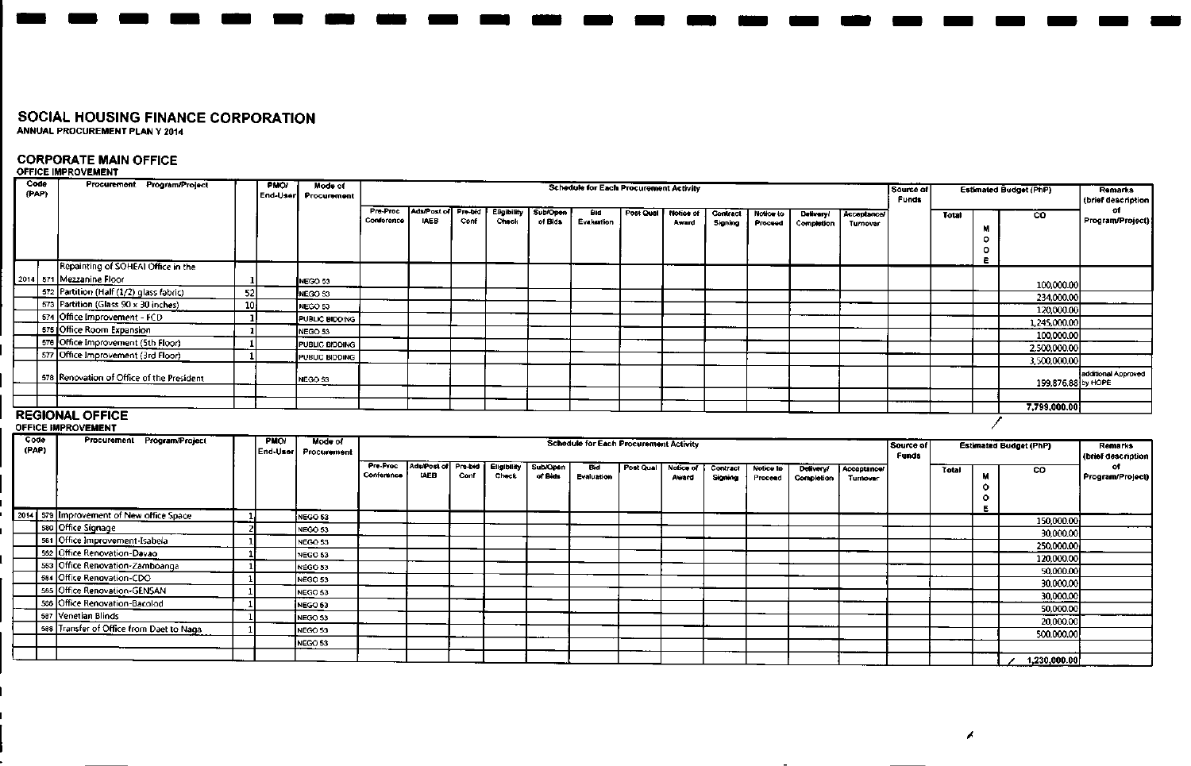# SOCIAL HOUSING FINANCE CORPORATION

ANNUAL PROCUREMENT PLAN Y 2014

## CORPORATE MAIN OFFICE

### OFFICE IMPROVEMENT

| Code (PAP) | | Procurement Program/Project | | PMO/ End-User | Mode of Procurement | Schedule for Each Procurement Activity | | | | | | | | | | | | Source of Funds | Estimated Budget (PhP) | | | Remarks (brief description of Program/Project) |
|---|---|---|---|---|---|---|---|---|---|---|---|---|---|---|---|---|---|---|---|---|---|---|
| | | | | | | Pre-Proc Conference | Ads/Post of IAEB | Pre-bid Conf | Eligibility Check | Sub/Open of Bids | Bid Evaluation | Post Qual | Notice of Award | Contract Signing | Notice to Proceed | Delivery/ Completion | Acceptance/ Turnover | | Total | MOOE | CO | |
| 2014 | 571 | Repainting of SOHEAI Office in the Mezzanine Floor | 1 | | NEGO 53 | | | | | | | | | | | | | | | | 100,000.00 | |
| | 572 | Partition (Half (1/2) glass fabric) | 52 | | NEGO 53 | | | | | | | | | | | | | | | | 234,000.00 | |
| | 573 | Partition (Glass 90 x 30 inches) | 10 | | NEGO 53 | | | | | | | | | | | | | | | | 120,000.00 | |
| | 574 | Office Improvement - FCD | 1 | | PUBLIC BIDDING | | | | | | | | | | | | | | | | 1,245,000.00 | |
| | 575 | Office Room Expansion | 1 | | NEGO 53 | | | | | | | | | | | | | | | | 100,000.00 | |
| | 576 | Office Improvement (5th Floor) | 1 | | PUBLIC BIDDING | | | | | | | | | | | | | | | | 2,500,000.00 | |
| | 577 | Office Improvement (3rd Floor) | 1 | | PUBLIC BIDDING | | | | | | | | | | | | | | | | 3,500,000.00 | |
| | 578 | Renovation of Office of the President | | | NEGO 53 | | | | | | | | | | | | | | | | 199,876.88 | additional Approved by HOPE |
| | | | | | | | | | | | | | | | | | | | | | | |
| | | | | | | | | | | | | | | | | | | | | | 7,799,000.00 | |

## REGIONAL OFFICE

### OFFICE IMPROVEMENT

| Code (PAP) | | Procurement Program/Project | | PMO/ End-User | Mode of Procurement | Schedule for Each Procurement Activity | | | | | | | | | | | | Source of Funds | Estimated Budget (PhP) | | | Remarks (brief description of Program/Project) |
|---|---|---|---|---|---|---|---|---|---|---|---|---|---|---|---|---|---|---|---|---|---|---|
| | | | | | | Pre-Proc Conference | Ads/Post of IAEB | Pre-bid Conf | Eligibility Check | Sub/Open of Bids | Bid Evaluation | Post Qual | Notice of Award | Contract Signing | Notice to Proceed | Delivery/ Completion | Acceptance/ Turnover | | Total | MOOE | CO | |
| 2014 | 579 | Improvement of New office Space | 1 | | NEGO 53 | | | | | | | | | | | | | | | | 150,000.00 | |
| | 580 | Office Signage | 2 | | NEGO 53 | | | | | | | | | | | | | | | | 30,000.00 | |
| | 581 | Office Improvement-Isabela | 1 | | NEGO 53 | | | | | | | | | | | | | | | | 250,000.00 | |
| | 582 | Office Renovation-Davao | 1 | | NEGO 53 | | | | | | | | | | | | | | | | 120,000.00 | |
| | 583 | Office Renovation-Zamboanga | 1 | | NEGO 53 | | | | | | | | | | | | | | | | 50,000.00 | |
| | 584 | Office Renovation-CDO | 1 | | NEGO 53 | | | | | | | | | | | | | | | | 30,000.00 | |
| | 585 | Office Renovation-GENSAN | 1 | | NEGO 53 | | | | | | | | | | | | | | | | 30,000.00 | |
| | 586 | Office Renovation-Bacolod | 1 | | NEGO 53 | | | | | | | | | | | | | | | | 50,000.00 | |
| | 587 | Venetian Blinds | 1 | | NEGO 53 | | | | | | | | | | | | | | | | 20,000.00 | |
| | 588 | Transfer of Office from Daet to Naga | 1 | | NEGO 53 | | | | | | | | | | | | | | | | 500,000.00 | |
| | | | | | NEGO 53 | | | | | | | | | | | | | | | | | |
| | | | | | | | | | | | | | | | | | | | | | 1,230,000.00 | |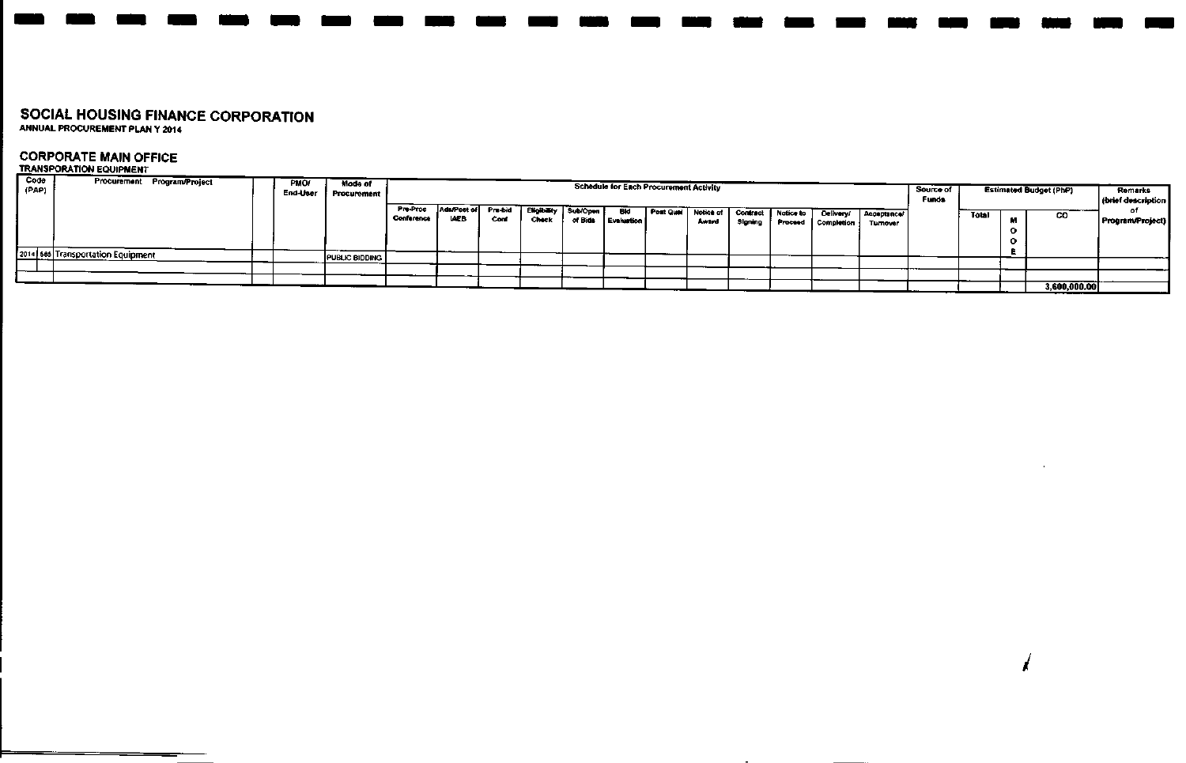# SOCIAL HOUSING FINANCE CORPORATION

**ANNUAL PROCUREMENT PLAN Y 2014**

## CORPORATE MAIN OFFICE

**TRANSPORATION EQUIPMENT**

| Code (PAP) | | Procurement Program/Project | | PMO/ End-User | Mode of Procurement | Schedule for Each Procurement Activity | | | | | | | | | | | | Source of Funds | Estimated Budget (PhP) | | | Remarks (brief description of Program/Project) |
|---|---|---|---|---|---|---|---|---|---|---|---|---|---|---|---|---|---|---|---|---|---|---|
| | | | | | | Pre-Proc Conference | Ads/Post of IAEB | Pre-bid Conf | Eligibility Check | Sub/Open of Bids | Bid Evaluation | Post Qual | Notice of Award | Contract Signing | Notice to Proceed | Delivery/ Completion | Acceptance/ Turnover | | Total | MOOE | CO | |
| 2014 | 565 | Transportation Equipment | | | PUBLIC BIDDING | | | | | | | | | | | | | | | | | |
| | | | | | | | | | | | | | | | | | | | | | | |
| | | | | | | | | | | | | | | | | | | | | | 3,600,000.00 | |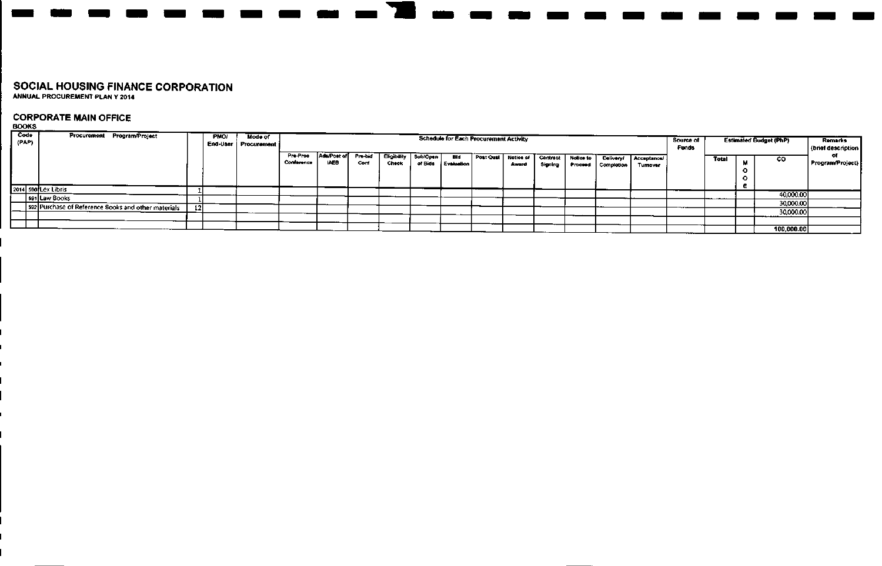# SOCIAL HOUSING FINANCE CORPORATION

**ANNUAL PROCUREMENT PLAN Y 2014**

## CORPORATE MAIN OFFICE

**BOOKS**

| Code (PAP) | | Procurement Program/Project | | PMO/ End-User | Mode of Procurement | Schedule for Each Procurement Activity | | | | | | | | | | | | Source of Funds | Estimated Budget (PhP) | | | Remarks (brief description of Program/Project) |
|---|---|---|---|---|---|---|---|---|---|---|---|---|---|---|---|---|---|---|---|---|---|---|
| | | | | | | Pre-Proc Conference | Ads/Post of IAEB | Pre-bid Conf | Eligibility Check | Sub/Open of Bids | Bid Evaluation | Post Qual | Notice of Award | Contract Signing | Notice to Proceed | Delivery/ Completion | Acceptance/ Turnover | | Total | MOOE | CO | |
| 2014 | 590 | Lex Libris | 1 | | | | | | | | | | | | | | | | | | 40,000.00 | |
| | 591 | Law Books | 1 | | | | | | | | | | | | | | | | | | 30,000.00 | |
| | 592 | Purchase of Reference Books and other materials | 12 | | | | | | | | | | | | | | | | | | 30,000.00 | |
| | | | | | | | | | | | | | | | | | | | | | | |
| | | | | | | | | | | | | | | | | | | | | | 100,000.00 | |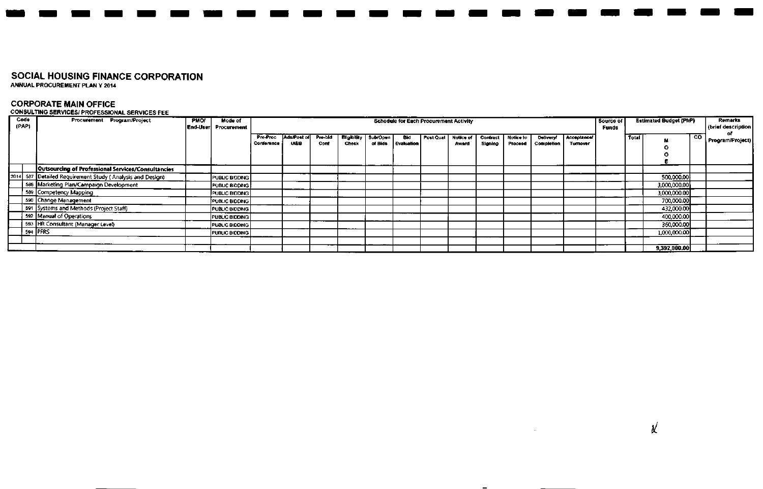# SOCIAL HOUSING FINANCE CORPORATION

**ANNUAL PROCUREMENT PLAN Y 2014**

## CORPORATE MAIN OFFICE

**CONSULTING SERVICES/ PROFESSIONAL SERVICES FEE**

| Code (PAP) | | Procurement Program/Project | PMO/ End-User | Mode of Procurement | Schedule for Each Procurement Activity | | | | | | | | | | | | Source of Funds | Estimated Budget (PhP) | | | Remarks (brief description of Program/Project) |
|---|---|---|---|---|---|---|---|---|---|---|---|---|---|---|---|---|---|---|---|---|---|
| | | | | | Pre-Proc Conference | Ads/Post of IAEB | Pre-bid Conf | Eligibility Check | Sub/Open of Bids | Bid Evaluation | Post Qual | Notice of Award | Contract Signing | Notice to Proceed | Delivery/ Completion | Acceptance/ Turnover | | Total | MOOE | CO | |
| | | **Outsourcing of Professional Services/Consultancies** | | | | | | | | | | | | | | | | | | | |
| 2014 | 587 | Detailed Requirement Study ( Analysis and Design) | | PUBLIC BIDDING | | | | | | | | | | | | | | | 500,000.00 | | |
| | 588 | Marketing Plan/Campaign Development | | PUBLIC BIDDING | | | | | | | | | | | | | | | 3,000,000.00 | | |
| | 589 | Competency Mapping | | PUBLIC BIDDING | | | | | | | | | | | | | | | 3,000,000.00 | | |
| | 590 | Change Management | | PUBLIC BIDDING | | | | | | | | | | | | | | | 700,000.00 | | |
| | 591 | Systems and Methods (Project Staff) | | PUBLIC BIDDING | | | | | | | | | | | | | | | 432,000.00 | | |
| | 592 | Manual of Operations | | PUBLIC BIDDING | | | | | | | | | | | | | | | 400,000.00 | | |
| | 593 | HR Consultant (Manager Level) | | PUBLIC BIDDING | | | | | | | | | | | | | | | 360,000.00 | | |
| | 594 | PFRS | | PUBLIC BIDDING | | | | | | | | | | | | | | | 1,000,000.00 | | |
| | | | | | | | | | | | | | | | | | | | | | |
| | | | | | | | | | | | | | | | | | | | 9,392,000.00 | | |